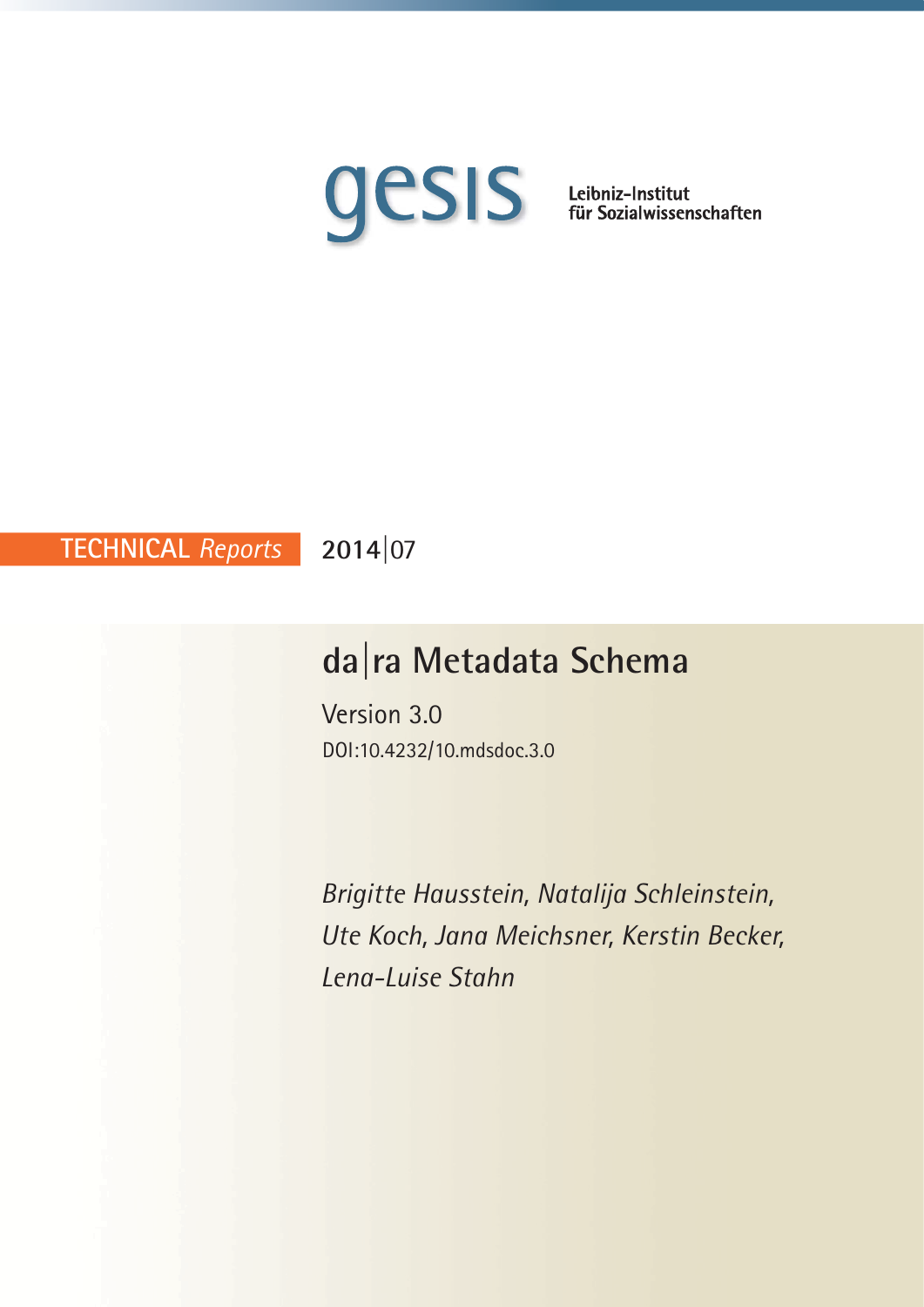gesis

Leibniz-Institut
für Sozialwissenschaften

TECHNICAL *Reports* 2014|07

# da|ra Metadata Schema

Version 3.0

DOI:10.4232/10.mdsdoc.3.0

*Brigitte Hausstein, Natalija Schleinstein, Ute Koch, Jana Meichsner, Kerstin Becker, Lena-Luise Stahn*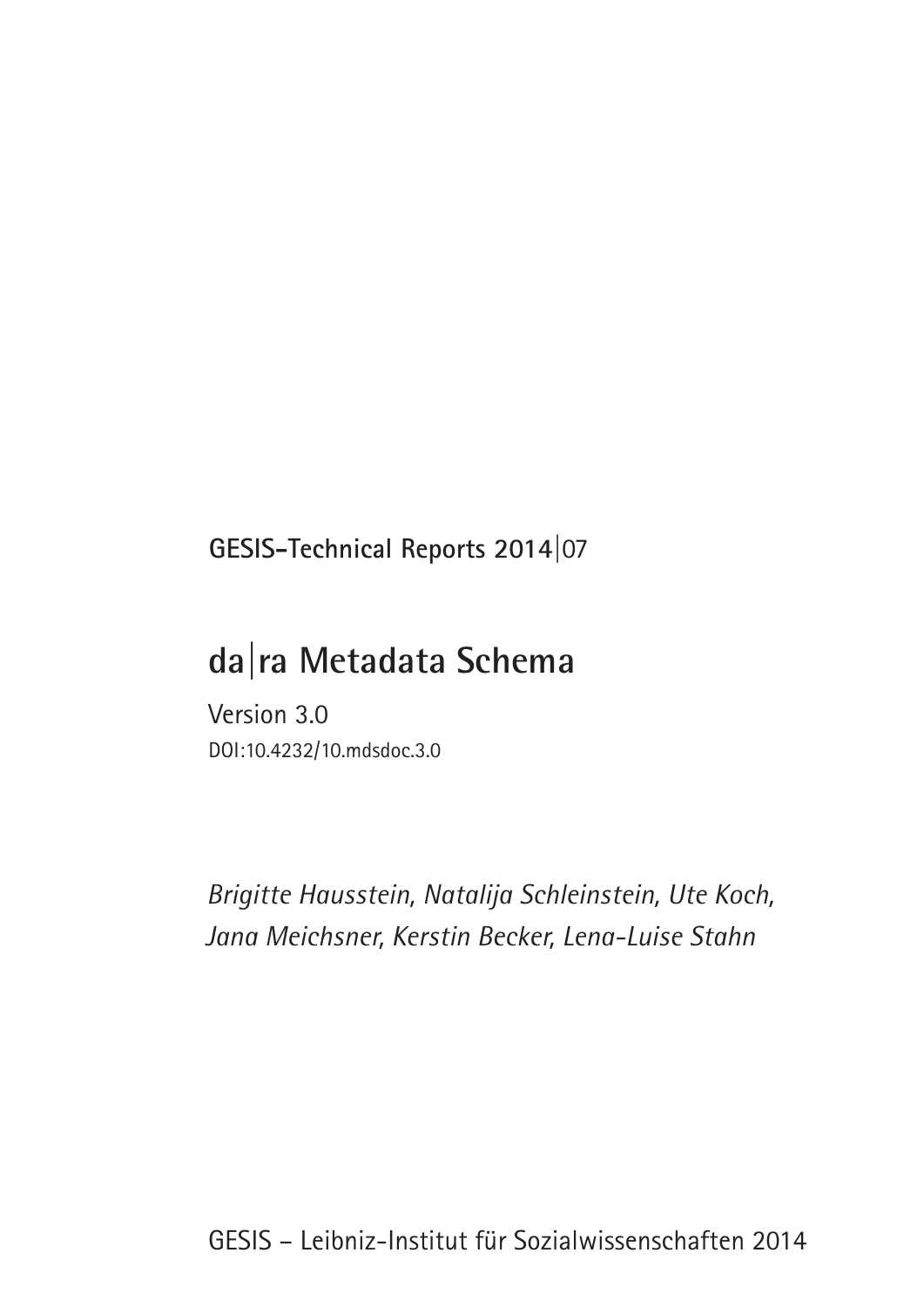**GESIS-Technical Reports 2014|07**

# da|ra Metadata Schema

Version 3.0

DOI:10.4232/10.mdsdoc.3.0

*Brigitte Hausstein, Natalija Schleinstein, Ute Koch, Jana Meichsner, Kerstin Becker, Lena-Luise Stahn*

GESIS – Leibniz-Institut für Sozialwissenschaften 2014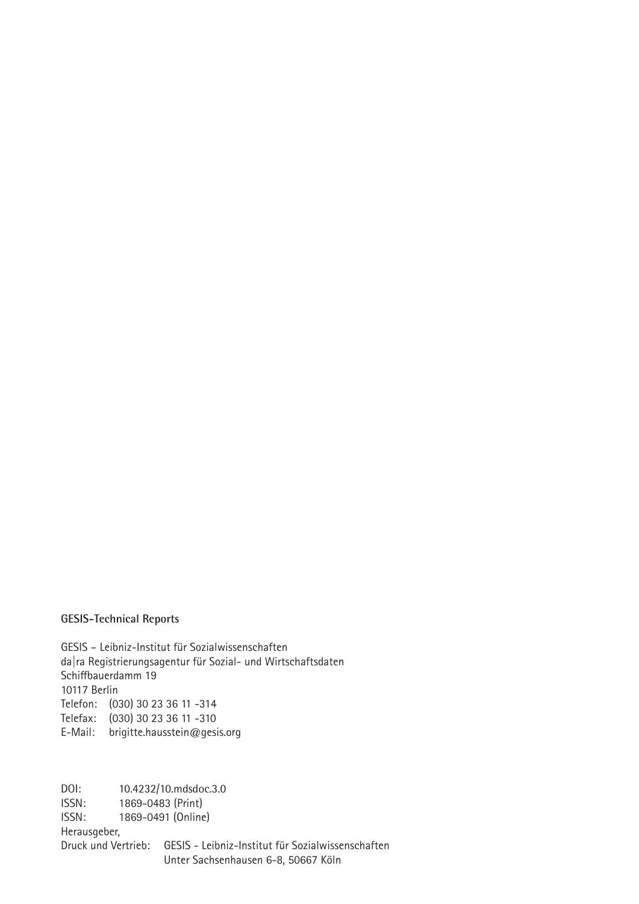**GESIS-Technical Reports**

GESIS – Leibniz-Institut für Sozialwissenschaften
da|ra Registrierungsagentur für Sozial- und Wirtschaftsdaten
Schiffbauerdamm 19
10117 Berlin
Telefon: (030) 30 23 36 11 -314
Telefax: (030) 30 23 36 11 -310
E-Mail: brigitte.hausstein@gesis.org

DOI: 10.4232/10.mdsdoc.3.0
ISSN: 1869-0483 (Print)
ISSN: 1869-0491 (Online)
Herausgeber,
Druck und Vertrieb: GESIS - Leibniz-Institut für Sozialwissenschaften
Unter Sachsenhausen 6-8, 50667 Köln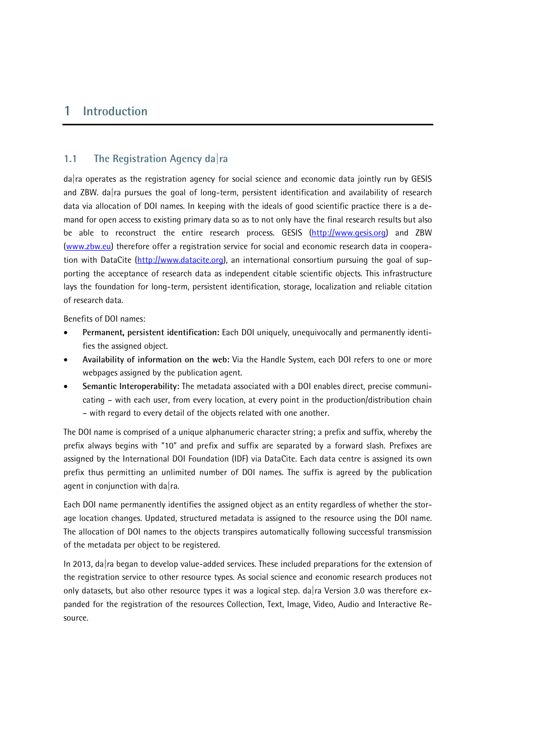# 1 Introduction

## 1.1 The Registration Agency da|ra

da|ra operates as the registration agency for social science and economic data jointly run by GESIS and ZBW. da|ra pursues the goal of long-term, persistent identification and availability of research data via allocation of DOI names. In keeping with the ideals of good scientific practice there is a demand for open access to existing primary data so as to not only have the final research results but also be able to reconstruct the entire research process. GESIS (http://www.gesis.org) and ZBW (www.zbw.eu) therefore offer a registration service for social and economic research data in cooperation with DataCite (http://www.datacite.org), an international consortium pursuing the goal of supporting the acceptance of research data as independent citable scientific objects. This infrastructure lays the foundation for long-term, persistent identification, storage, localization and reliable citation of research data.

Benefits of DOI names:

- **Permanent, persistent identification:** Each DOI uniquely, unequivocally and permanently identifies the assigned object.
- **Availability of information on the web:** Via the Handle System, each DOI refers to one or more webpages assigned by the publication agent.
- **Semantic Interoperability:** The metadata associated with a DOI enables direct, precise communicating – with each user, from every location, at every point in the production/distribution chain – with regard to every detail of the objects related with one another.

The DOI name is comprised of a unique alphanumeric character string; a prefix and suffix, whereby the prefix always begins with "10" and prefix and suffix are separated by a forward slash. Prefixes are assigned by the International DOI Foundation (IDF) via DataCite. Each data centre is assigned its own prefix thus permitting an unlimited number of DOI names. The suffix is agreed by the publication agent in conjunction with da|ra.

Each DOI name permanently identifies the assigned object as an entity regardless of whether the storage location changes. Updated, structured metadata is assigned to the resource using the DOI name. The allocation of DOI names to the objects transpires automatically following successful transmission of the metadata per object to be registered.

In 2013, da|ra began to develop value-added services. These included preparations for the extension of the registration service to other resource types. As social science and economic research produces not only datasets, but also other resource types it was a logical step. da|ra Version 3.0 was therefore expanded for the registration of the resources Collection, Text, Image, Video, Audio and Interactive Resource.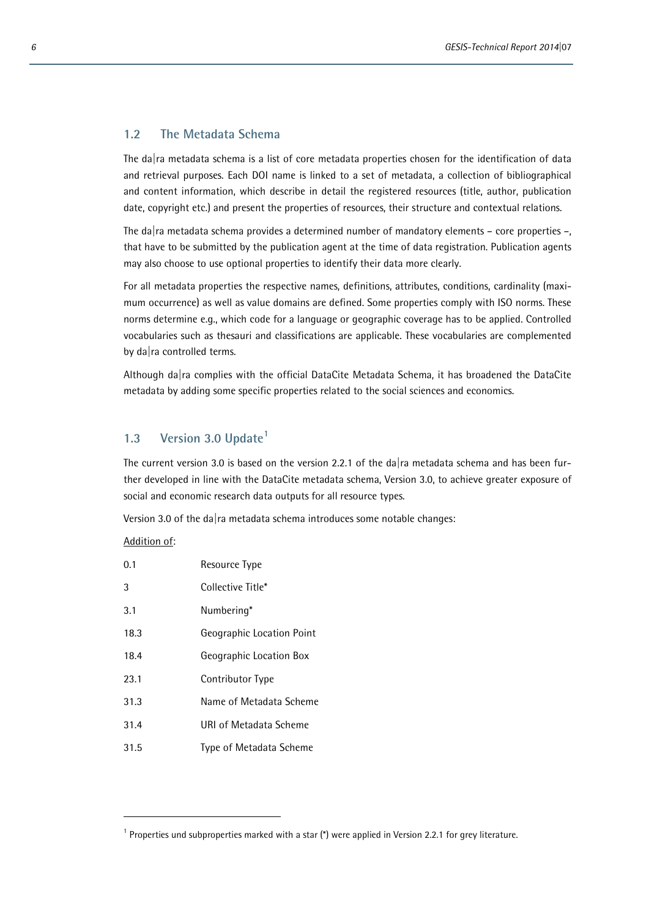## 1.2 The Metadata Schema

The da|ra metadata schema is a list of core metadata properties chosen for the identification of data and retrieval purposes. Each DOI name is linked to a set of metadata, a collection of bibliographical and content information, which describe in detail the registered resources (title, author, publication date, copyright etc.) and present the properties of resources, their structure and contextual relations.

The da|ra metadata schema provides a determined number of mandatory elements – core properties –, that have to be submitted by the publication agent at the time of data registration. Publication agents may also choose to use optional properties to identify their data more clearly.

For all metadata properties the respective names, definitions, attributes, conditions, cardinality (maximum occurrence) as well as value domains are defined. Some properties comply with ISO norms. These norms determine e.g., which code for a language or geographic coverage has to be applied. Controlled vocabularies such as thesauri and classifications are applicable. These vocabularies are complemented by da|ra controlled terms.

Although da|ra complies with the official DataCite Metadata Schema, it has broadened the DataCite metadata by adding some specific properties related to the social sciences and economics.

## 1.3 Version 3.0 Update[1]

The current version 3.0 is based on the version 2.2.1 of the da|ra metadata schema and has been further developed in line with the DataCite metadata schema, Version 3.0, to achieve greater exposure of social and economic research data outputs for all resource types.

Version 3.0 of the da|ra metadata schema introduces some notable changes:

Addition of:

| | |
|---|---|
| 0.1 | Resource Type |
| 3 | Collective Title* |
| 3.1 | Numbering* |
| 18.3 | Geographic Location Point |
| 18.4 | Geographic Location Box |
| 23.1 | Contributor Type |
| 31.3 | Name of Metadata Scheme |
| 31.4 | URI of Metadata Scheme |
| 31.5 | Type of Metadata Scheme |

[1] Properties und subproperties marked with a star (*) were applied in Version 2.2.1 for grey literature.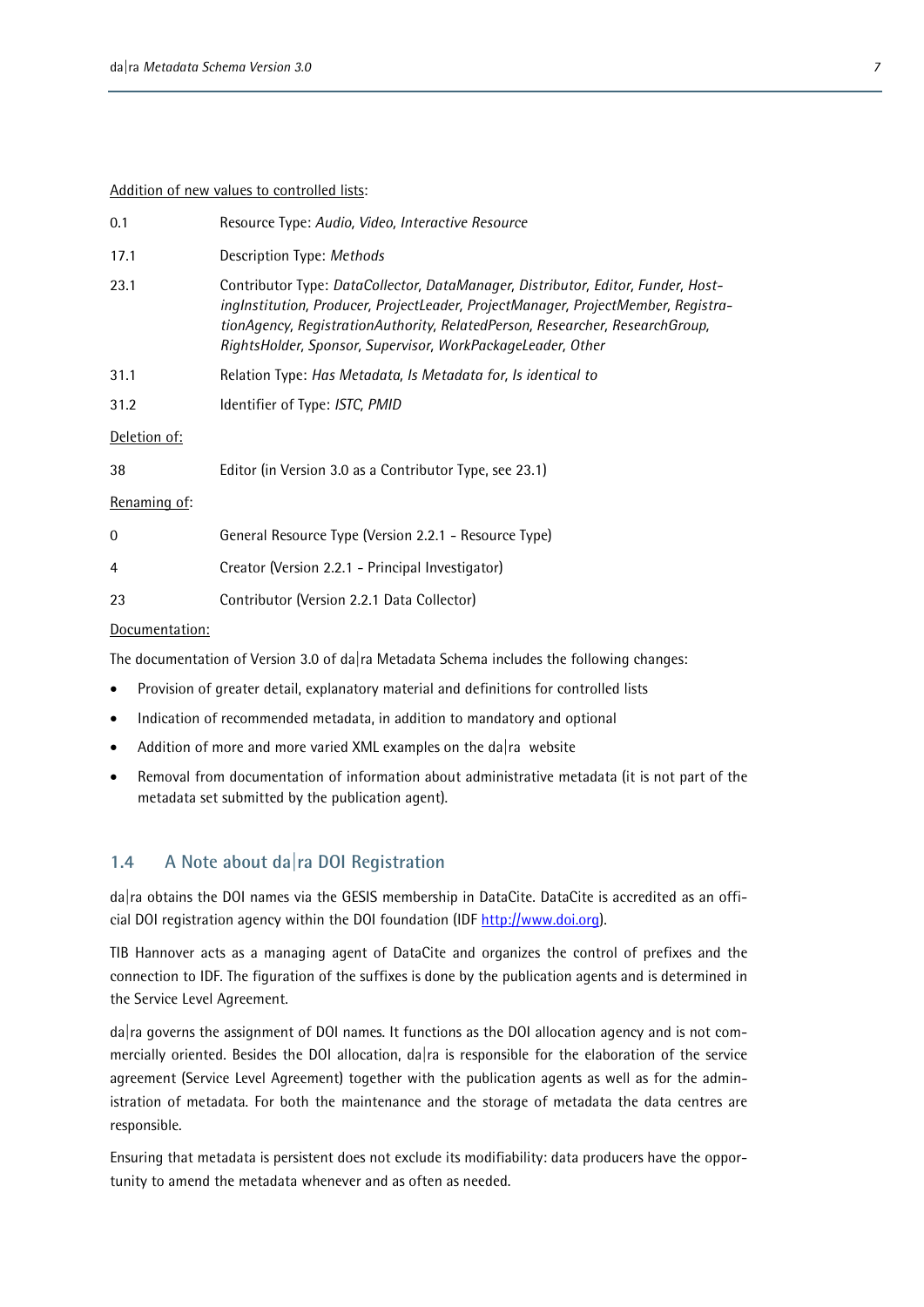Addition of new values to controlled lists:

| | |
|---|---|
| 0.1 | Resource Type: *Audio, Video, Interactive Resource* |
| 17.1 | Description Type: *Methods* |
| 23.1 | Contributor Type: *DataCollector, DataManager, Distributor, Editor, Funder, HostingInstitution, Producer, ProjectLeader, ProjectManager, ProjectMember, RegistrationAgency, RegistrationAuthority, RelatedPerson, Researcher, ResearchGroup, RightsHolder, Sponsor, Supervisor, WorkPackageLeader, Other* |
| 31.1 | Relation Type: *Has Metadata, Is Metadata for, Is identical to* |
| 31.2 | Identifier of Type: *ISTC, PMID* |

Deletion of:

| | |
|---|---|
| 38 | Editor (in Version 3.0 as a Contributor Type, see 23.1) |

Renaming of:

| | |
|---|---|
| 0 | General Resource Type (Version 2.2.1 - Resource Type) |
| 4 | Creator (Version 2.2.1 - Principal Investigator) |
| 23 | Contributor (Version 2.2.1 Data Collector) |

Documentation:

The documentation of Version 3.0 of da|ra Metadata Schema includes the following changes:

- Provision of greater detail, explanatory material and definitions for controlled lists
- Indication of recommended metadata, in addition to mandatory and optional
- Addition of more and more varied XML examples on the da|ra website
- Removal from documentation of information about administrative metadata (it is not part of the metadata set submitted by the publication agent).

## 1.4 A Note about da|ra DOI Registration

da|ra obtains the DOI names via the GESIS membership in DataCite. DataCite is accredited as an official DOI registration agency within the DOI foundation (IDF http://www.doi.org).

TIB Hannover acts as a managing agent of DataCite and organizes the control of prefixes and the connection to IDF. The figuration of the suffixes is done by the publication agents and is determined in the Service Level Agreement.

da|ra governs the assignment of DOI names. It functions as the DOI allocation agency and is not commercially oriented. Besides the DOI allocation, da|ra is responsible for the elaboration of the service agreement (Service Level Agreement) together with the publication agents as well as for the administration of metadata. For both the maintenance and the storage of metadata the data centres are responsible.

Ensuring that metadata is persistent does not exclude its modifiability: data producers have the opportunity to amend the metadata whenever and as often as needed.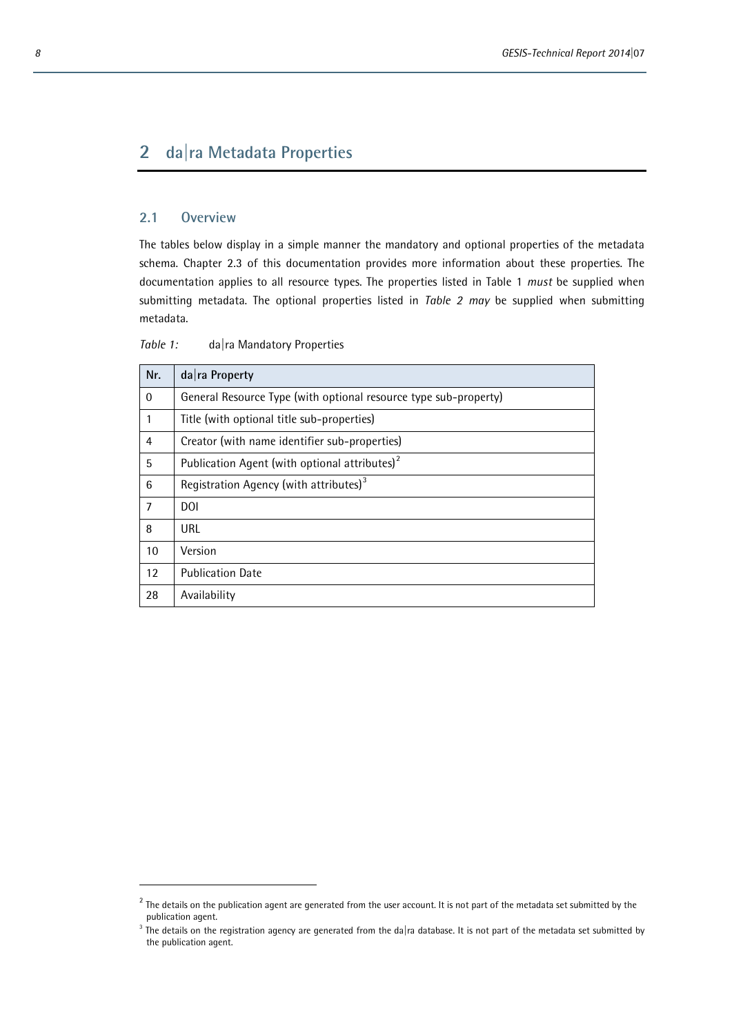# 2 da|ra Metadata Properties

## 2.1 Overview

The tables below display in a simple manner the mandatory and optional properties of the metadata schema. Chapter 2.3 of this documentation provides more information about these properties. The documentation applies to all resource types. The properties listed in Table 1 *must* be supplied when submitting metadata. The optional properties listed in *Table 2 may* be supplied when submitting metadata.

*Table 1:* da|ra Mandatory Properties

| Nr. | da\|ra Property |
|---|---|
| 0 | General Resource Type (with optional resource type sub-property) |
| 1 | Title (with optional title sub-properties) |
| 4 | Creator (with name identifier sub-properties) |
| 5 | Publication Agent (with optional attributes)[2] |
| 6 | Registration Agency (with attributes)[3] |
| 7 | DOI |
| 8 | URL |
| 10 | Version |
| 12 | Publication Date |
| 28 | Availability |

[2] The details on the publication agent are generated from the user account. It is not part of the metadata set submitted by the publication agent.

[3] The details on the registration agency are generated from the da|ra database. It is not part of the metadata set submitted by the publication agent.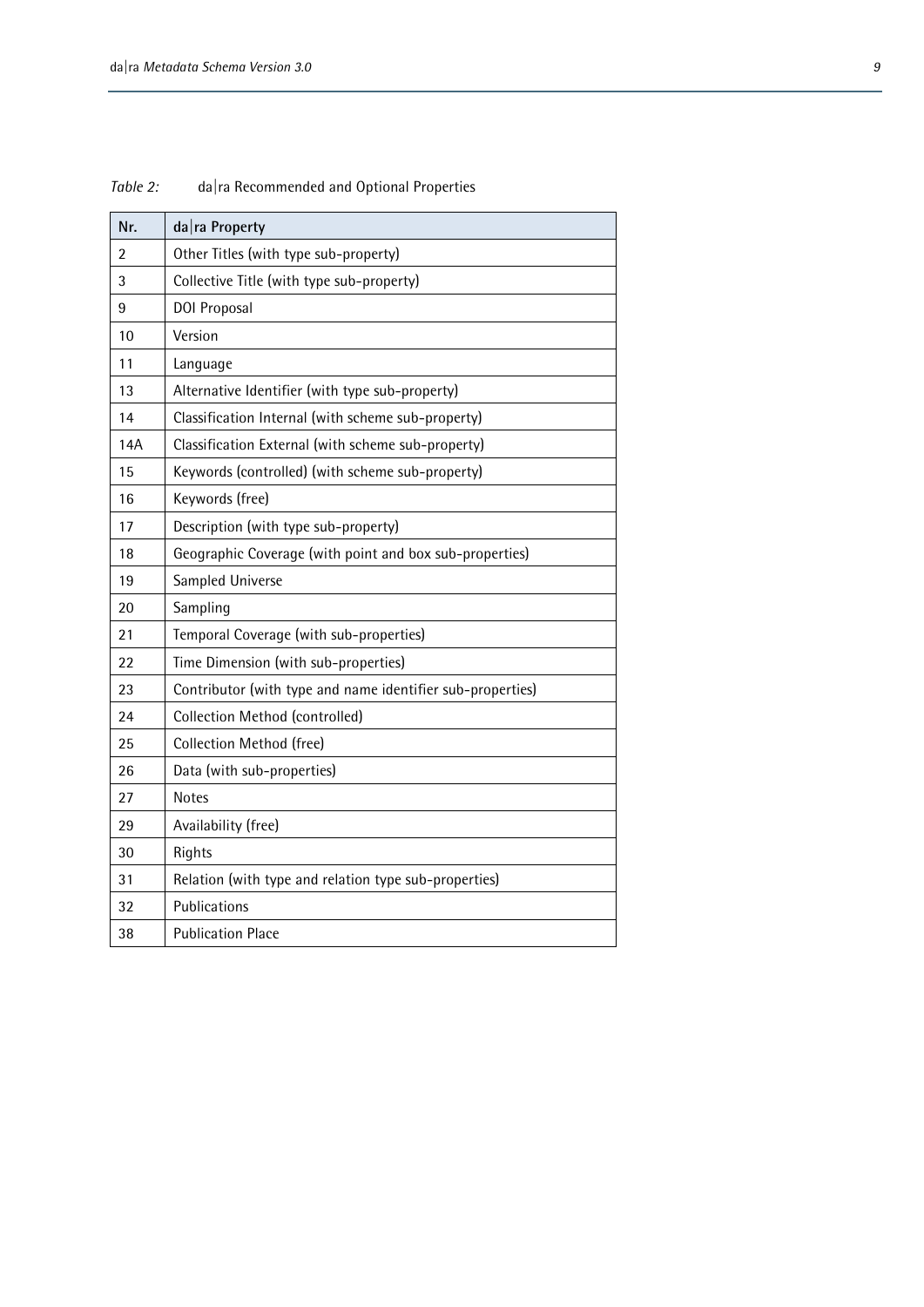*Table 2:* da|ra Recommended and Optional Properties

| Nr. | da\|ra Property |
|---|---|
| 2 | Other Titles (with type sub-property) |
| 3 | Collective Title (with type sub-property) |
| 9 | DOI Proposal |
| 10 | Version |
| 11 | Language |
| 13 | Alternative Identifier (with type sub-property) |
| 14 | Classification Internal (with scheme sub-property) |
| 14A | Classification External (with scheme sub-property) |
| 15 | Keywords (controlled) (with scheme sub-property) |
| 16 | Keywords (free) |
| 17 | Description (with type sub-property) |
| 18 | Geographic Coverage (with point and box sub-properties) |
| 19 | Sampled Universe |
| 20 | Sampling |
| 21 | Temporal Coverage (with sub-properties) |
| 22 | Time Dimension (with sub-properties) |
| 23 | Contributor (with type and name identifier sub-properties) |
| 24 | Collection Method (controlled) |
| 25 | Collection Method (free) |
| 26 | Data (with sub-properties) |
| 27 | Notes |
| 29 | Availability (free) |
| 30 | Rights |
| 31 | Relation (with type and relation type sub-properties) |
| 32 | Publications |
| 38 | Publication Place |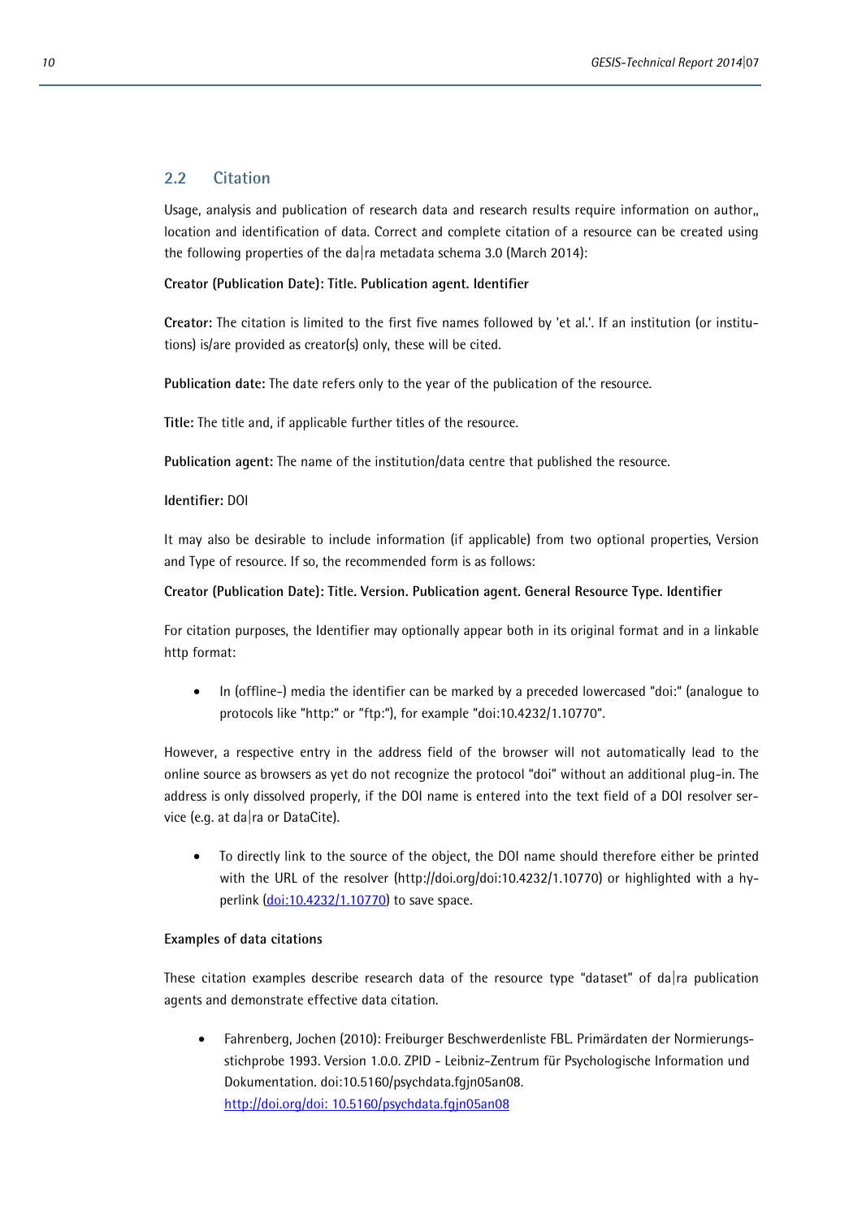## 2.2 Citation

Usage, analysis and publication of research data and research results require information on author,, location and identification of data. Correct and complete citation of a resource can be created using the following properties of the da|ra metadata schema 3.0 (March 2014):

**Creator (Publication Date): Title. Publication agent. Identifier**

**Creator:** The citation is limited to the first five names followed by 'et al.'. If an institution (or institutions) is/are provided as creator(s) only, these will be cited.

**Publication date:** The date refers only to the year of the publication of the resource.

**Title:** The title and, if applicable further titles of the resource.

**Publication agent:** The name of the institution/data centre that published the resource.

**Identifier:** DOI

It may also be desirable to include information (if applicable) from two optional properties, Version and Type of resource. If so, the recommended form is as follows:

**Creator (Publication Date): Title. Version. Publication agent. General Resource Type. Identifier**

For citation purposes, the Identifier may optionally appear both in its original format and in a linkable http format:

- In (offline-) media the identifier can be marked by a preceded lowercased "doi:" (analogue to protocols like "http:" or "ftp:"), for example "doi:10.4232/1.10770".

However, a respective entry in the address field of the browser will not automatically lead to the online source as browsers as yet do not recognize the protocol "doi" without an additional plug-in. The address is only dissolved properly, if the DOI name is entered into the text field of a DOI resolver service (e.g. at da|ra or DataCite).

- To directly link to the source of the object, the DOI name should therefore either be printed with the URL of the resolver (http://doi.org/doi:10.4232/1.10770) or highlighted with a hyperlink (doi:10.4232/1.10770) to save space.

**Examples of data citations**

These citation examples describe research data of the resource type "dataset" of da|ra publication agents and demonstrate effective data citation.

- Fahrenberg, Jochen (2010): Freiburger Beschwerdenliste FBL. Primärdaten der Normierungsstichprobe 1993. Version 1.0.0. ZPID - Leibniz-Zentrum für Psychologische Information und Dokumentation. doi:10.5160/psychdata.fgjn05an08.
  http://doi.org/doi: 10.5160/psychdata.fgjn05an08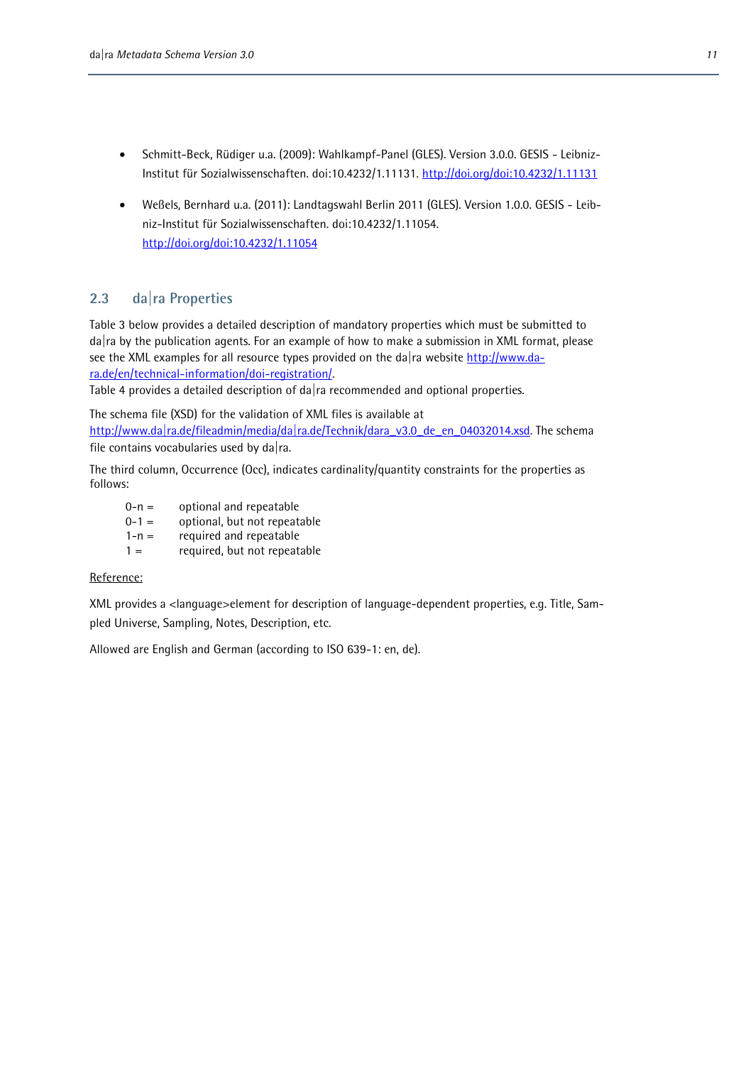- Schmitt-Beck, Rüdiger u.a. (2009): Wahlkampf-Panel (GLES). Version 3.0.0. GESIS - Leibniz-Institut für Sozialwissenschaften. doi:10.4232/1.11131. http://doi.org/doi:10.4232/1.11131

- Weßels, Bernhard u.a. (2011): Landtagswahl Berlin 2011 (GLES). Version 1.0.0. GESIS - Leibniz-Institut für Sozialwissenschaften. doi:10.4232/1.11054. http://doi.org/doi:10.4232/1.11054

## 2.3 da|ra Properties

Table 3 below provides a detailed description of mandatory properties which must be submitted to da|ra by the publication agents. For an example of how to make a submission in XML format, please see the XML examples for all resource types provided on the da|ra website http://www.da-ra.de/en/technical-information/doi-registration/.
Table 4 provides a detailed description of da|ra recommended and optional properties.

The schema file (XSD) for the validation of XML files is available at http://www.da|ra.de/fileadmin/media/da|ra.de/Technik/dara_v3.0_de_en_04032014.xsd. The schema file contains vocabularies used by da|ra.

The third column, Occurrence (Occ), indicates cardinality/quantity constraints for the properties as follows:

0-n = optional and repeatable
0-1 = optional, but not repeatable
1-n = required and repeatable
1 = required, but not repeatable

Reference:

XML provides a <language>element for description of language-dependent properties, e.g. Title, Sampled Universe, Sampling, Notes, Description, etc.

Allowed are English and German (according to ISO 639-1: en, de).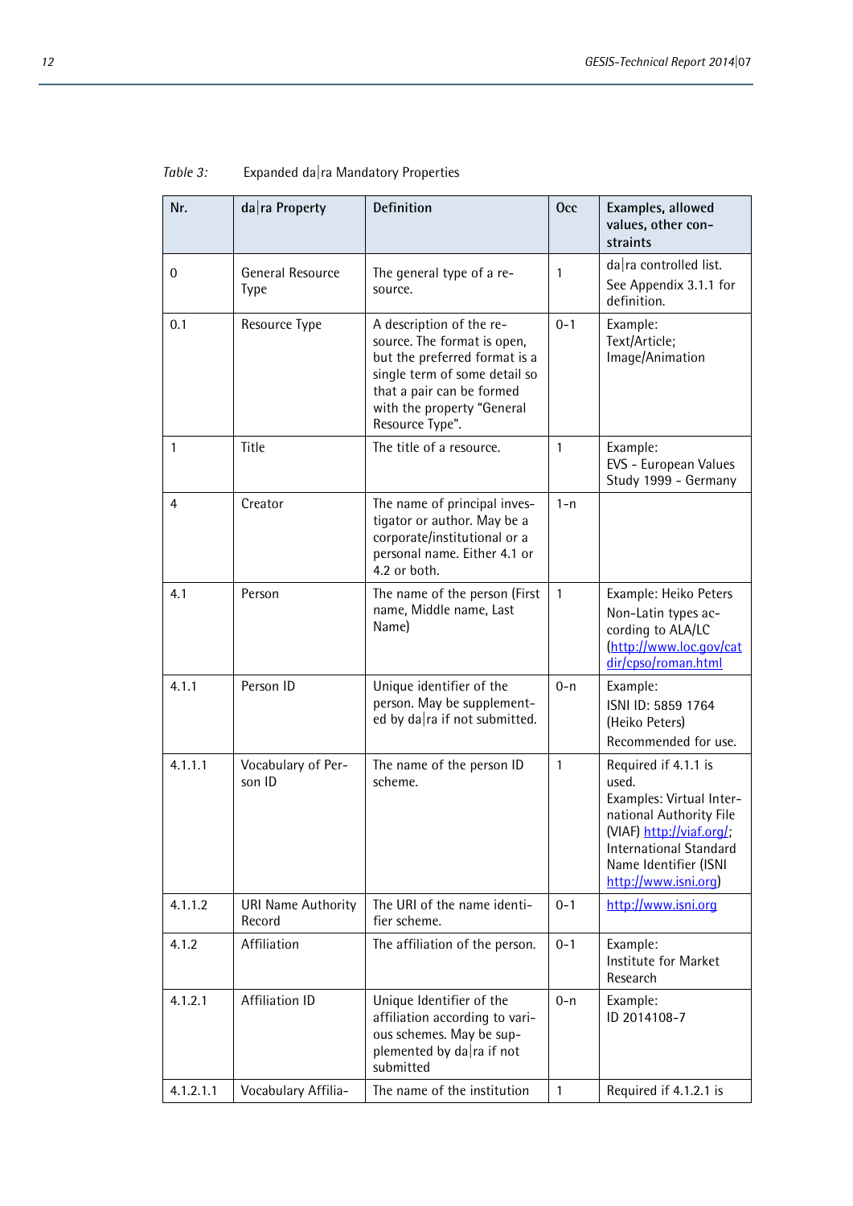Table 3: Expanded da|ra Mandatory Properties

| Nr. | da\|ra Property | Definition | Occ | Examples, allowed values, other constraints |
|---|---|---|---|---|
| 0 | General Resource Type | The general type of a resource. | 1 | da\|ra controlled list. See Appendix 3.1.1 for definition. |
| 0.1 | Resource Type | A description of the resource. The format is open, but the preferred format is a single term of some detail so that a pair can be formed with the property "General Resource Type". | 0-1 | Example: Text/Article; Image/Animation |
| 1 | Title | The title of a resource. | 1 | Example: EVS - European Values Study 1999 - Germany |
| 4 | Creator | The name of principal investigator or author. May be a corporate/institutional or a personal name. Either 4.1 or 4.2 or both. | 1-n | |
| 4.1 | Person | The name of the person (First name, Middle name, Last Name) | 1 | Example: Heiko Peters Non-Latin types according to ALA/LC (http://www.loc.gov/catdir/cpso/roman.html |
| 4.1.1 | Person ID | Unique identifier of the person. May be supplemented by da\|ra if not submitted. | 0-n | Example: ISNI ID: 5859 1764 (Heiko Peters) Recommended for use. |
| 4.1.1.1 | Vocabulary of Person ID | The name of the person ID scheme. | 1 | Required if 4.1.1 is used. Examples: Virtual International Authority File (VIAF) http://viaf.org/; International Standard Name Identifier (ISNI http://www.isni.org) |
| 4.1.1.2 | URI Name Authority Record | The URI of the name identifier scheme. | 0-1 | http://www.isni.org |
| 4.1.2 | Affiliation | The affiliation of the person. | 0-1 | Example: Institute for Market Research |
| 4.1.2.1 | Affiliation ID | Unique Identifier of the affiliation according to various schemes. May be supplemented by da\|ra if not submitted | 0-n | Example: ID 2014108-7 |
| 4.1.2.1.1 | Vocabulary Affilia- | The name of the institution | 1 | Required if 4.1.2.1 is |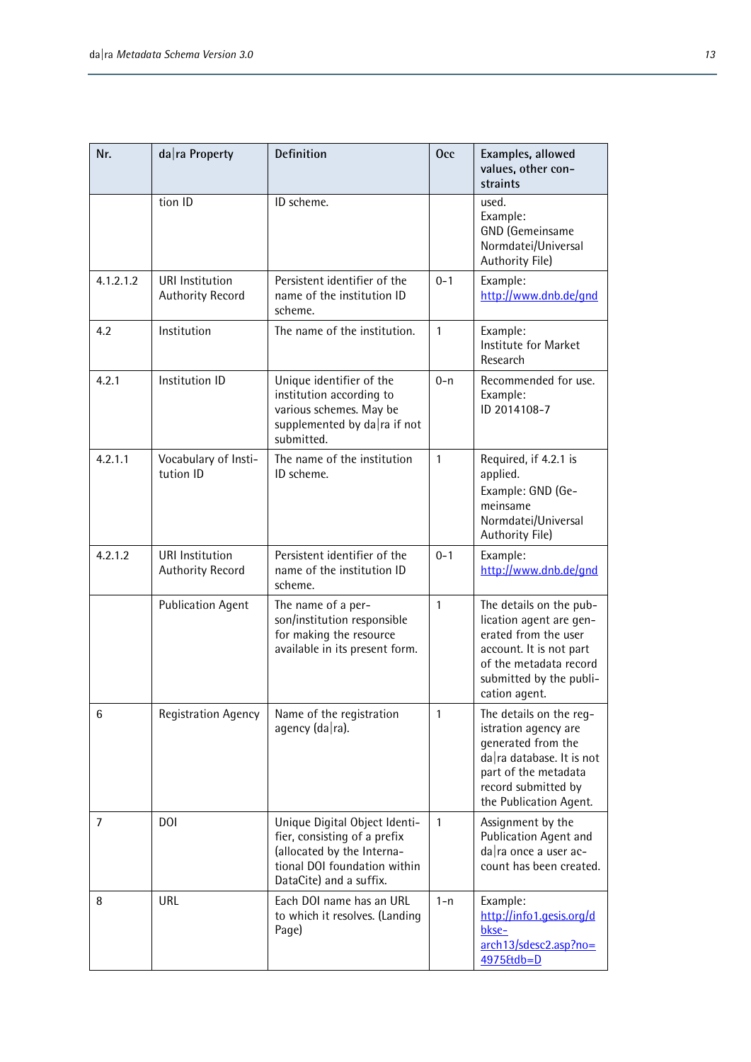| Nr. | da\|ra Property | Definition | Occ | Examples, allowed values, other constraints |
|---|---|---|---|---|
| | tion ID | ID scheme. | | used.<br>Example:<br>GND (Gemeinsame Normdatei/Universal Authority File) |
| 4.1.2.1.2 | URI Institution Authority Record | Persistent identifier of the name of the institution ID scheme. | 0-1 | Example:<br>http://www.dnb.de/gnd |
| 4.2 | Institution | The name of the institution. | 1 | Example:<br>Institute for Market Research |
| 4.2.1 | Institution ID | Unique identifier of the institution according to various schemes. May be supplemented by da\|ra if not submitted. | 0-n | Recommended for use.<br>Example:<br>ID 2014108-7 |
| 4.2.1.1 | Vocabulary of Institution ID | The name of the institution ID scheme. | 1 | Required, if 4.2.1 is applied.<br>Example: GND (Gemeinsame Normdatei/Universal Authority File) |
| 4.2.1.2 | URI Institution Authority Record | Persistent identifier of the name of the institution ID scheme. | 0-1 | Example:<br>http://www.dnb.de/gnd |
| | Publication Agent | The name of a person/institution responsible for making the resource available in its present form. | 1 | The details on the publication agent are generated from the user account. It is not part of the metadata record submitted by the publication agent. |
| 6 | Registration Agency | Name of the registration agency (da\|ra). | 1 | The details on the registration agency are generated from the da\|ra database. It is not part of the metadata record submitted by the Publication Agent. |
| 7 | DOI | Unique Digital Object Identifier, consisting of a prefix (allocated by the International DOI foundation within DataCite) and a suffix. | 1 | Assignment by the Publication Agent and da\|ra once a user account has been created. |
| 8 | URL | Each DOI name has an URL to which it resolves. (Landing Page) | 1-n | Example:<br>http://info1.gesis.org/dbksearch13/sdesc2.asp?no=4975&db=D |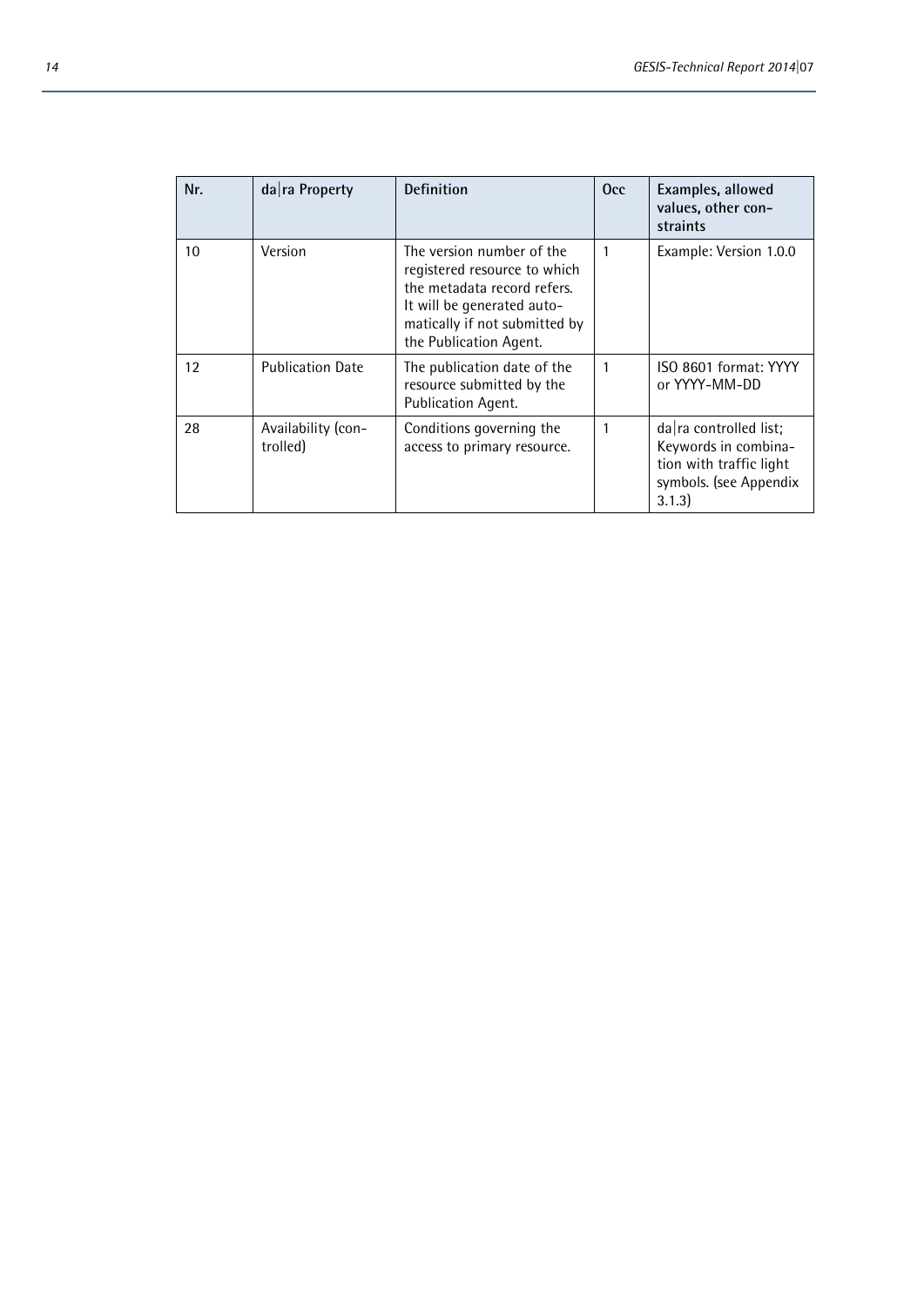| Nr. | da\|ra Property | Definition | Occ | Examples, allowed values, other constraints |
|---|---|---|---|---|
| 10 | Version | The version number of the registered resource to which the metadata record refers. It will be generated automatically if not submitted by the Publication Agent. | 1 | Example: Version 1.0.0 |
| 12 | Publication Date | The publication date of the resource submitted by the Publication Agent. | 1 | ISO 8601 format: YYYY or YYYY-MM-DD |
| 28 | Availability (controlled) | Conditions governing the access to primary resource. | 1 | da\|ra controlled list; Keywords in combination with traffic light symbols. (see Appendix 3.1.3) |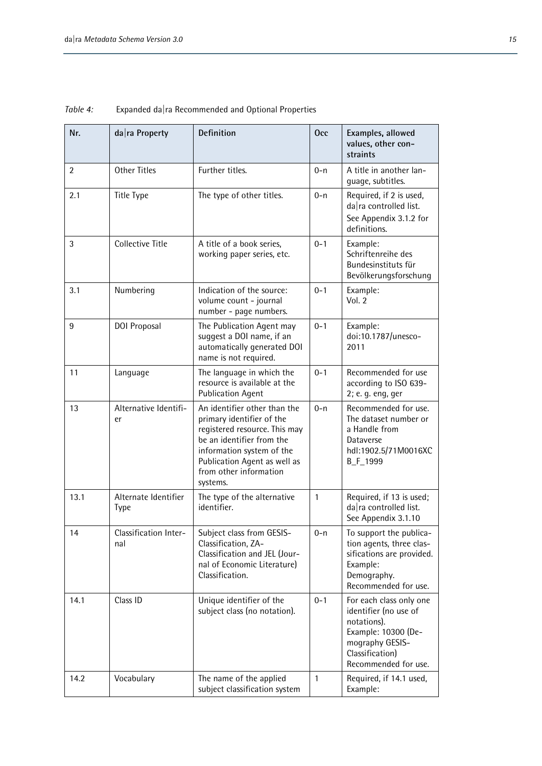*Table 4:* Expanded da|ra Recommended and Optional Properties

| Nr. | da\|ra Property | Definition | Occ | Examples, allowed values, other constraints |
|---|---|---|---|---|
| 2 | Other Titles | Further titles. | 0-n | A title in another language, subtitles. |
| 2.1 | Title Type | The type of other titles. | 0-n | Required, if 2 is used, da\|ra controlled list. See Appendix 3.1.2 for definitions. |
| 3 | Collective Title | A title of a book series, working paper series, etc. | 0-1 | Example: Schriftenreihe des Bundesinstituts für Bevölkerungsforschung |
| 3.1 | Numbering | Indication of the source: volume count - journal number - page numbers. | 0-1 | Example: Vol. 2 |
| 9 | DOI Proposal | The Publication Agent may suggest a DOI name, if an automatically generated DOI name is not required. | 0-1 | Example: doi:10.1787/unesco-2011 |
| 11 | Language | The language in which the resource is available at the Publication Agent | 0-1 | Recommended for use according to ISO 639-2; e. g. eng, ger |
| 13 | Alternative Identifier | An identifier other than the primary identifier of the registered resource. This may be an identifier from the information system of the Publication Agent as well as from other information systems. | 0-n | Recommended for use. The dataset number or a Handle from Dataverse hdl:1902.5/71M0016XCB_F_1999 |
| 13.1 | Alternate Identifier Type | The type of the alternative identifier. | 1 | Required, if 13 is used; da\|ra controlled list. See Appendix 3.1.10 |
| 14 | Classification Internal | Subject class from GESIS-Classification, ZA-Classification and JEL (Journal of Economic Literature) Classification. | 0-n | To support the publication agents, three classifications are provided. Example: Demography. Recommended for use. |
| 14.1 | Class ID | Unique identifier of the subject class (no notation). | 0-1 | For each class only one identifier (no use of notations). Example: 10300 (Demography GESIS-Classification) Recommended for use. |
| 14.2 | Vocabulary | The name of the applied subject classification system | 1 | Required, if 14.1 used, Example: |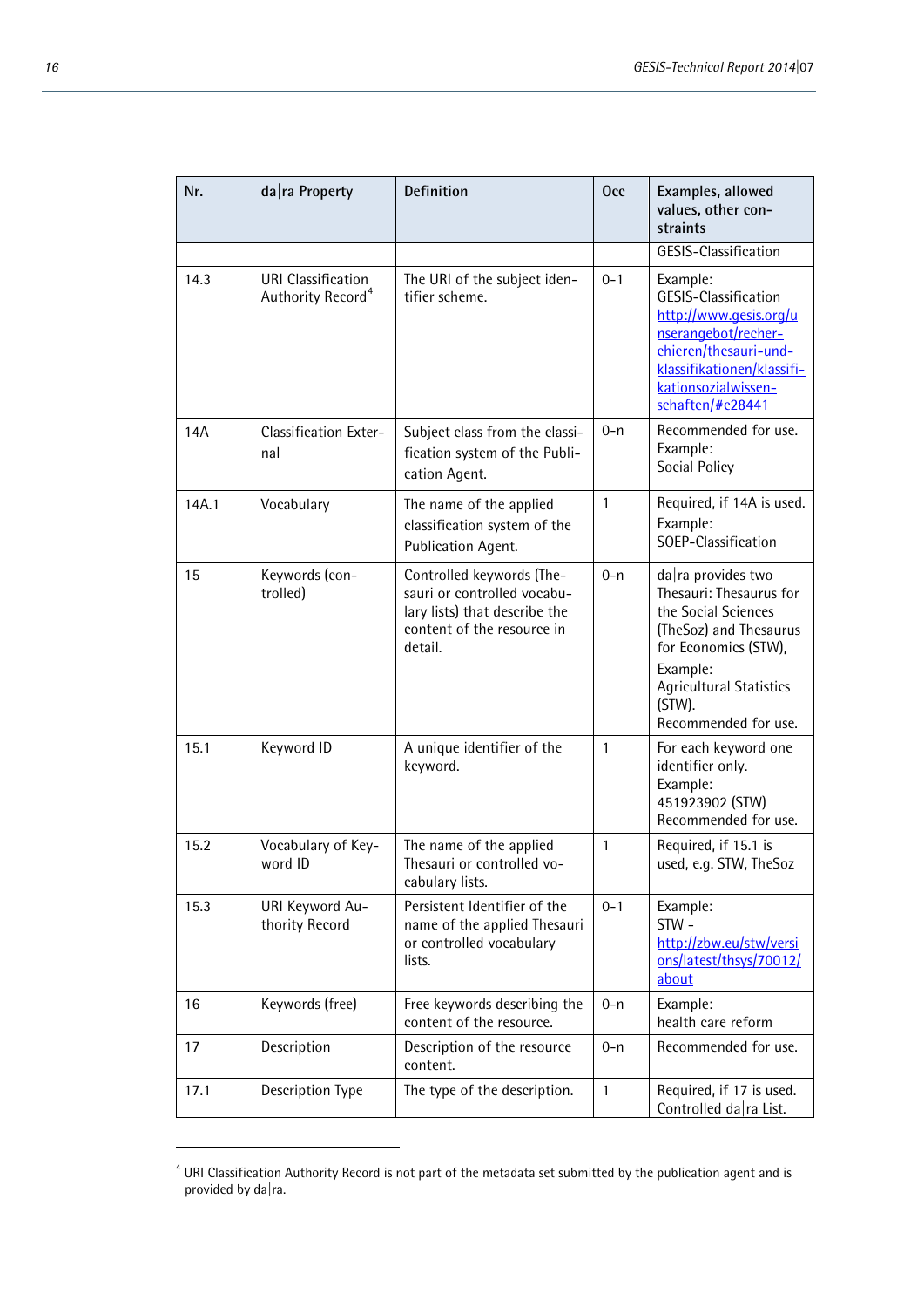| Nr. | da\|ra Property | Definition | Occ | Examples, allowed values, other constraints |
|---|---|---|---|---|
| | | | | GESIS-Classification |
| 14.3 | URI Classification Authority Record[4] | The URI of the subject identifier scheme. | 0-1 | Example: GESIS-Classification http://www.gesis.org/unserangebot/recherchieren/thesauri-und-klassifikationen/klassifikationsozialwissenschaften/#c28441 |
| 14A | Classification External | Subject class from the classification system of the Publication Agent. | 0-n | Recommended for use. Example: Social Policy |
| 14A.1 | Vocabulary | The name of the applied classification system of the Publication Agent. | 1 | Required, if 14A is used. Example: SOEP-Classification |
| 15 | Keywords (controlled) | Controlled keywords (Thesauri or controlled vocabulary lists) that describe the content of the resource in detail. | 0-n | da\|ra provides two Thesauri: Thesaurus for the Social Sciences (TheSoz) and Thesaurus for Economics (STW), Example: Agricultural Statistics (STW). Recommended for use. |
| 15.1 | Keyword ID | A unique identifier of the keyword. | 1 | For each keyword one identifier only. Example: 451923902 (STW) Recommended for use. |
| 15.2 | Vocabulary of Keyword ID | The name of the applied Thesauri or controlled vocabulary lists. | 1 | Required, if 15.1 is used, e.g. STW, TheSoz |
| 15.3 | URI Keyword Authority Record | Persistent Identifier of the name of the applied Thesauri or controlled vocabulary lists. | 0-1 | Example: STW - http://zbw.eu/stw/versions/latest/thsys/70012/about |
| 16 | Keywords (free) | Free keywords describing the content of the resource. | 0-n | Example: health care reform |
| 17 | Description | Description of the resource content. | 0-n | Recommended for use. |
| 17.1 | Description Type | The type of the description. | 1 | Required, if 17 is used. Controlled da\|ra List. |

[4] URI Classification Authority Record is not part of the metadata set submitted by the publication agent and is provided by da|ra.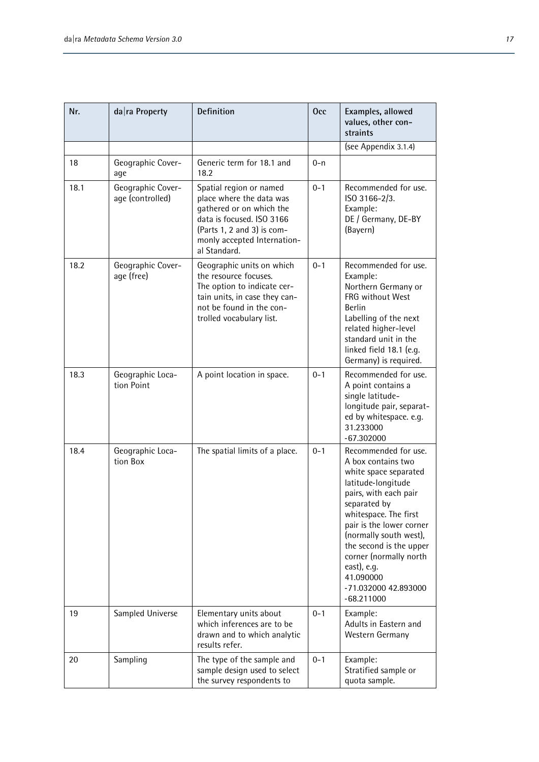| Nr. | da\|ra Property | Definition | Occ | Examples, allowed values, other constraints |
|---|---|---|---|---|
| | | | | (see Appendix 3.1.4) |
| 18 | Geographic Coverage | Generic term for 18.1 and 18.2 | 0-n | |
| 18.1 | Geographic Coverage (controlled) | Spatial region or named place where the data was gathered or on which the data is focused. ISO 3166 (Parts 1, 2 and 3) is commonly accepted International Standard. | 0-1 | Recommended for use. ISO 3166-2/3. Example: DE / Germany, DE-BY (Bayern) |
| 18.2 | Geographic Coverage (free) | Geographic units on which the resource focuses. The option to indicate certain units, in case they cannot be found in the controlled vocabulary list. | 0-1 | Recommended for use. Example: Northern Germany or FRG without West Berlin Labelling of the next related higher-level standard unit in the linked field 18.1 (e.g. Germany) is required. |
| 18.3 | Geographic Location Point | A point location in space. | 0-1 | Recommended for use. A point contains a single latitude-longitude pair, separated by whitespace. e.g. 31.233000 -67.302000 |
| 18.4 | Geographic Location Box | The spatial limits of a place. | 0-1 | Recommended for use. A box contains two white space separated latitude-longitude pairs, with each pair separated by whitespace. The first pair is the lower corner (normally south west), the second is the upper corner (normally north east), e.g. 41.090000 -71.032000 42.893000 -68.211000 |
| 19 | Sampled Universe | Elementary units about which inferences are to be drawn and to which analytic results refer. | 0-1 | Example: Adults in Eastern and Western Germany |
| 20 | Sampling | The type of the sample and sample design used to select the survey respondents to | 0-1 | Example: Stratified sample or quota sample. |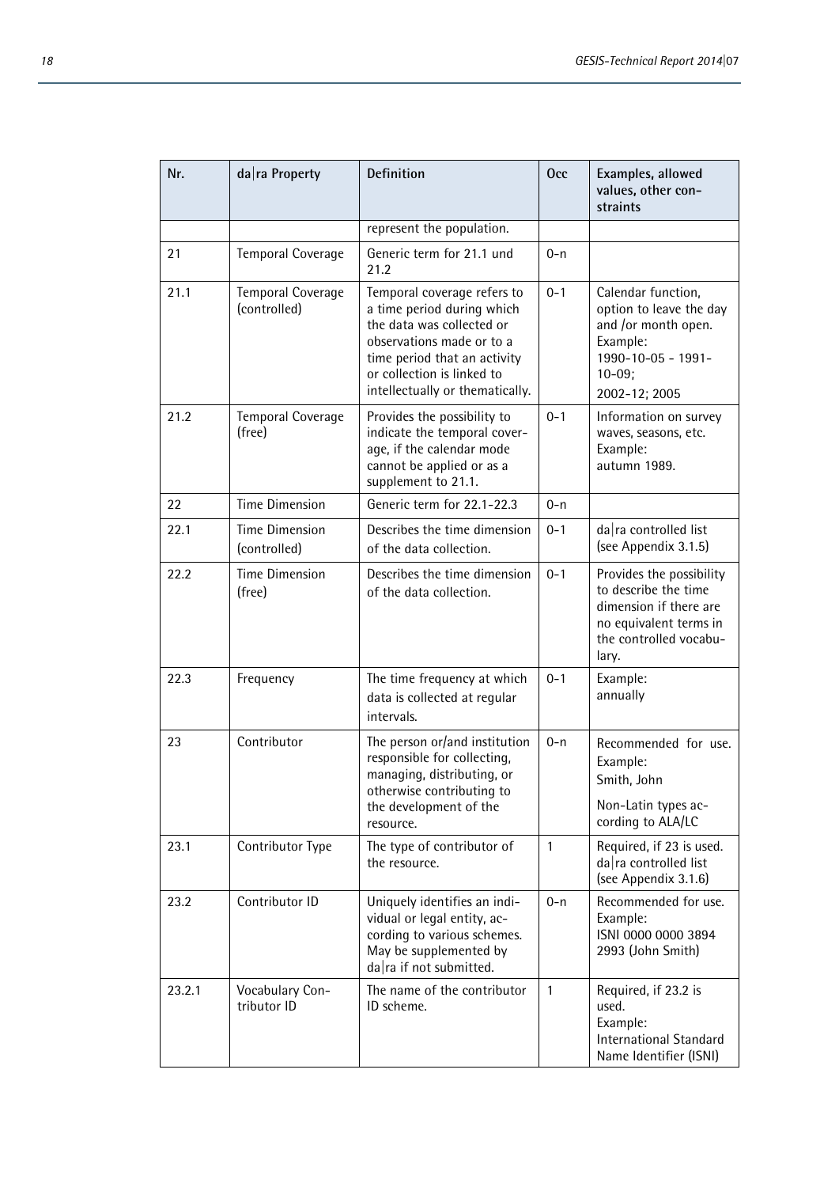| Nr. | da\|ra Property | Definition | Occ | Examples, allowed values, other constraints |
|---|---|---|---|---|
| | | represent the population. | | |
| 21 | Temporal Coverage | Generic term for 21.1 und 21.2 | 0-n | |
| 21.1 | Temporal Coverage (controlled) | Temporal coverage refers to a time period during which the data was collected or observations made or to a time period that an activity or collection is linked to intellectually or thematically. | 0-1 | Calendar function, option to leave the day and /or month open. Example: 1990-10-05 - 1991-10-09; 2002-12; 2005 |
| 21.2 | Temporal Coverage (free) | Provides the possibility to indicate the temporal coverage, if the calendar mode cannot be applied or as a supplement to 21.1. | 0-1 | Information on survey waves, seasons, etc. Example: autumn 1989. |
| 22 | Time Dimension | Generic term for 22.1-22.3 | 0-n | |
| 22.1 | Time Dimension (controlled) | Describes the time dimension of the data collection. | 0-1 | da\|ra controlled list (see Appendix 3.1.5) |
| 22.2 | Time Dimension (free) | Describes the time dimension of the data collection. | 0-1 | Provides the possibility to describe the time dimension if there are no equivalent terms in the controlled vocabulary. |
| 22.3 | Frequency | The time frequency at which data is collected at regular intervals. | 0-1 | Example: annually |
| 23 | Contributor | The person or/and institution responsible for collecting, managing, distributing, or otherwise contributing to the development of the resource. | 0-n | Recommended for use. Example: Smith, John<br>Non-Latin types according to ALA/LC |
| 23.1 | Contributor Type | The type of contributor of the resource. | 1 | Required, if 23 is used. da\|ra controlled list (see Appendix 3.1.6) |
| 23.2 | Contributor ID | Uniquely identifies an individual or legal entity, according to various schemes. May be supplemented by da\|ra if not submitted. | 0-n | Recommended for use. Example: ISNI 0000 0000 3894 2993 (John Smith) |
| 23.2.1 | Vocabulary Contributor ID | The name of the contributor ID scheme. | 1 | Required, if 23.2 is used. Example: International Standard Name Identifier (ISNI) |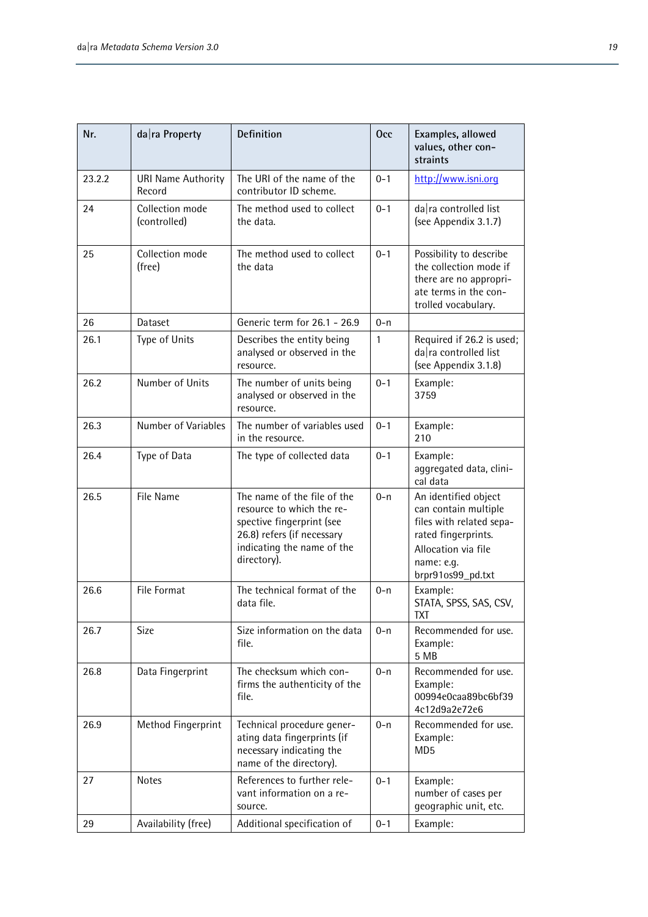| Nr. | da\|ra Property | Definition | Occ | Examples, allowed values, other constraints |
|---|---|---|---|---|
| 23.2.2 | URI Name Authority Record | The URI of the name of the contributor ID scheme. | 0-1 | http://www.isni.org |
| 24 | Collection mode (controlled) | The method used to collect the data. | 0-1 | da\|ra controlled list (see Appendix 3.1.7) |
| 25 | Collection mode (free) | The method used to collect the data | 0-1 | Possibility to describe the collection mode if there are no appropriate terms in the controlled vocabulary. |
| 26 | Dataset | Generic term for 26.1 - 26.9 | 0-n | |
| 26.1 | Type of Units | Describes the entity being analysed or observed in the resource. | 1 | Required if 26.2 is used; da\|ra controlled list (see Appendix 3.1.8) |
| 26.2 | Number of Units | The number of units being analysed or observed in the resource. | 0-1 | Example: 3759 |
| 26.3 | Number of Variables | The number of variables used in the resource. | 0-1 | Example: 210 |
| 26.4 | Type of Data | The type of collected data | 0-1 | Example: aggregated data, clinical data |
| 26.5 | File Name | The name of the file of the resource to which the respective fingerprint (see 26.8) refers (if necessary indicating the name of the directory). | 0-n | An identified object can contain multiple files with related separated fingerprints. Allocation via file name: e.g. brpr91os99_pd.txt |
| 26.6 | File Format | The technical format of the data file. | 0-n | Example: STATA, SPSS, SAS, CSV, TXT |
| 26.7 | Size | Size information on the data file. | 0-n | Recommended for use. Example: 5 MB |
| 26.8 | Data Fingerprint | The checksum which confirms the authenticity of the file. | 0-n | Recommended for use. Example: 00994e0caa89bc6bf394c12d9a2e72e6 |
| 26.9 | Method Fingerprint | Technical procedure generating data fingerprints (if necessary indicating the name of the directory). | 0-n | Recommended for use. Example: MD5 |
| 27 | Notes | References to further relevant information on a resource. | 0-1 | Example: number of cases per geographic unit, etc. |
| 29 | Availability (free) | Additional specification of | 0-1 | Example: |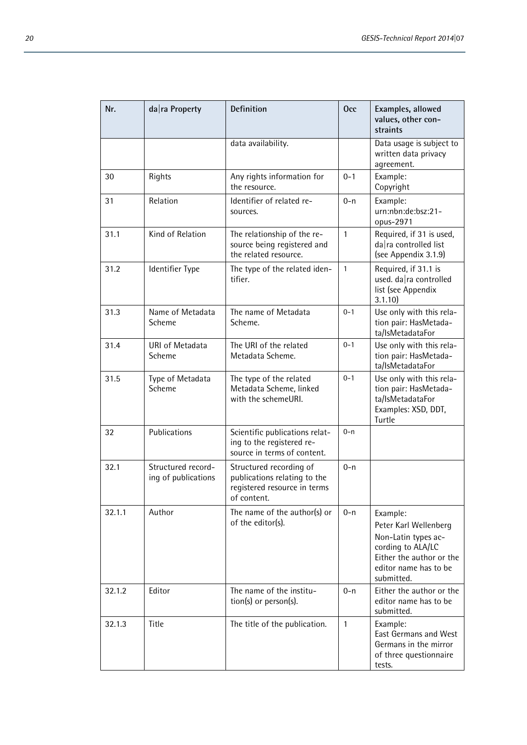| Nr. | da\|ra Property | Definition | Occ | Examples, allowed values, other constraints |
|---|---|---|---|---|
| | | data availability. | | Data usage is subject to written data privacy agreement. |
| 30 | Rights | Any rights information for the resource. | 0-1 | Example:<br>Copyright |
| 31 | Relation | Identifier of related resources. | 0-n | Example:<br>urn:nbn:de:bsz:21-opus-2971 |
| 31.1 | Kind of Relation | The relationship of the resource being registered and the related resource. | 1 | Required, if 31 is used, da\|ra controlled list (see Appendix 3.1.9) |
| 31.2 | Identifier Type | The type of the related identifier. | 1 | Required, if 31.1 is used. da\|ra controlled list (see Appendix 3.1.10) |
| 31.3 | Name of Metadata Scheme | The name of Metadata Scheme. | 0-1 | Use only with this relation pair: HasMetadata/IsMetadataFor |
| 31.4 | URI of Metadata Scheme | The URI of the related Metadata Scheme. | 0-1 | Use only with this relation pair: HasMetadata/IsMetadataFor |
| 31.5 | Type of Metadata Scheme | The type of the related Metadata Scheme, linked with the schemeURI. | 0-1 | Use only with this relation pair: HasMetadata/IsMetadataFor<br>Examples: XSD, DDT, Turtle |
| 32 | Publications | Scientific publications relating to the registered resource in terms of content. | 0-n | |
| 32.1 | Structured recording of publications | Structured recording of publications relating to the registered resource in terms of content. | 0-n | |
| 32.1.1 | Author | The name of the author(s) or of the editor(s). | 0-n | Example:<br>Peter Karl Wellenberg<br>Non-Latin types according to ALA/LC<br>Either the author or the editor name has to be submitted. |
| 32.1.2 | Editor | The name of the institution(s) or person(s). | 0-n | Either the author or the editor name has to be submitted. |
| 32.1.3 | Title | The title of the publication. | 1 | Example:<br>East Germans and West Germans in the mirror of three questionnaire tests. |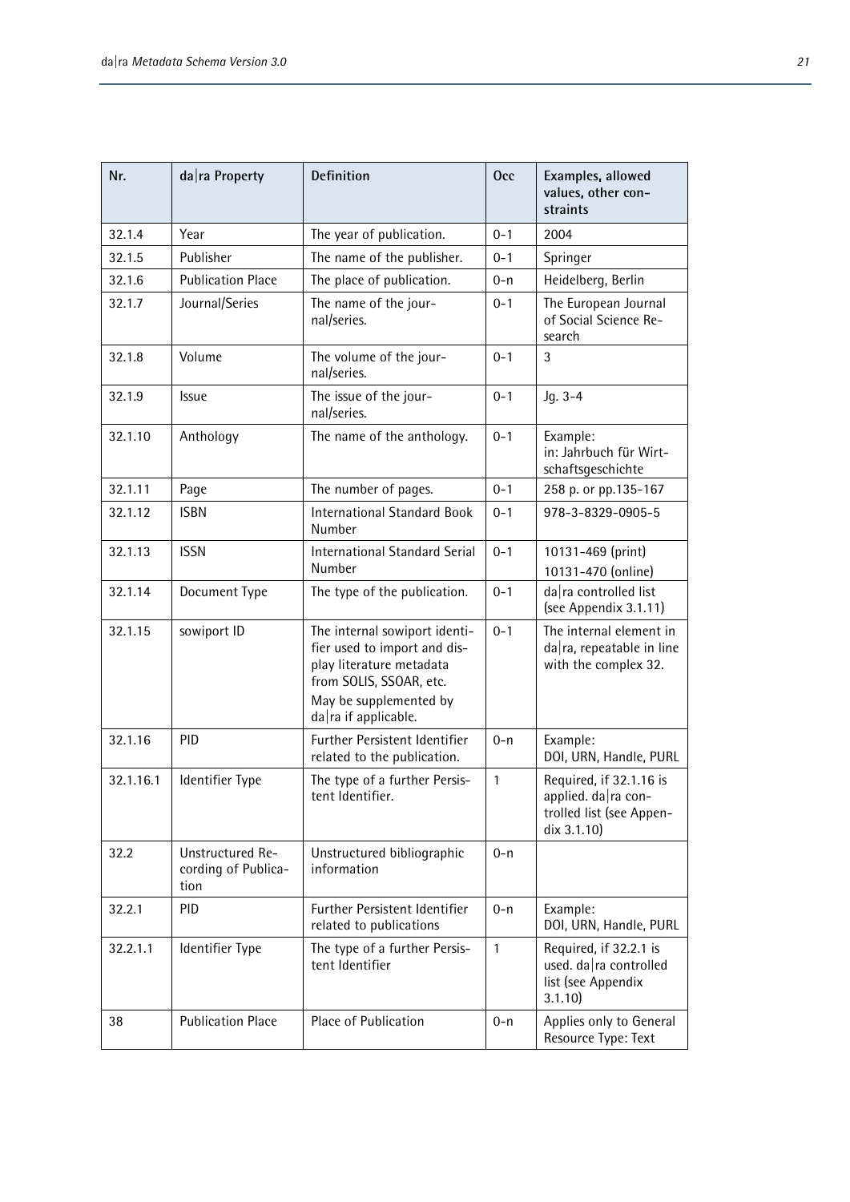| Nr. | da\|ra Property | Definition | Occ | Examples, allowed values, other constraints |
|---|---|---|---|---|
| 32.1.4 | Year | The year of publication. | 0-1 | 2004 |
| 32.1.5 | Publisher | The name of the publisher. | 0-1 | Springer |
| 32.1.6 | Publication Place | The place of publication. | 0-n | Heidelberg, Berlin |
| 32.1.7 | Journal/Series | The name of the journal/series. | 0-1 | The European Journal of Social Science Research |
| 32.1.8 | Volume | The volume of the journal/series. | 0-1 | 3 |
| 32.1.9 | Issue | The issue of the journal/series. | 0-1 | Jg. 3-4 |
| 32.1.10 | Anthology | The name of the anthology. | 0-1 | Example: in: Jahrbuch für Wirtschaftsgeschichte |
| 32.1.11 | Page | The number of pages. | 0-1 | 258 p. or pp.135-167 |
| 32.1.12 | ISBN | International Standard Book Number | 0-1 | 978-3-8329-0905-5 |
| 32.1.13 | ISSN | International Standard Serial Number | 0-1 | 10131-469 (print) 10131-470 (online) |
| 32.1.14 | Document Type | The type of the publication. | 0-1 | da\|ra controlled list (see Appendix 3.1.11) |
| 32.1.15 | sowiport ID | The internal sowiport identifier used to import and display literature metadata from SOLIS, SSOAR, etc. May be supplemented by da\|ra if applicable. | 0-1 | The internal element in da\|ra, repeatable in line with the complex 32. |
| 32.1.16 | PID | Further Persistent Identifier related to the publication. | 0-n | Example: DOI, URN, Handle, PURL |
| 32.1.16.1 | Identifier Type | The type of a further Persistent Identifier. | 1 | Required, if 32.1.16 is applied. da\|ra controlled list (see Appendix 3.1.10) |
| 32.2 | Unstructured Recording of Publication | Unstructured bibliographic information | 0-n | |
| 32.2.1 | PID | Further Persistent Identifier related to publications | 0-n | Example: DOI, URN, Handle, PURL |
| 32.2.1.1 | Identifier Type | The type of a further Persistent Identifier | 1 | Required, if 32.2.1 is used. da\|ra controlled list (see Appendix 3.1.10) |
| 38 | Publication Place | Place of Publication | 0-n | Applies only to General Resource Type: Text |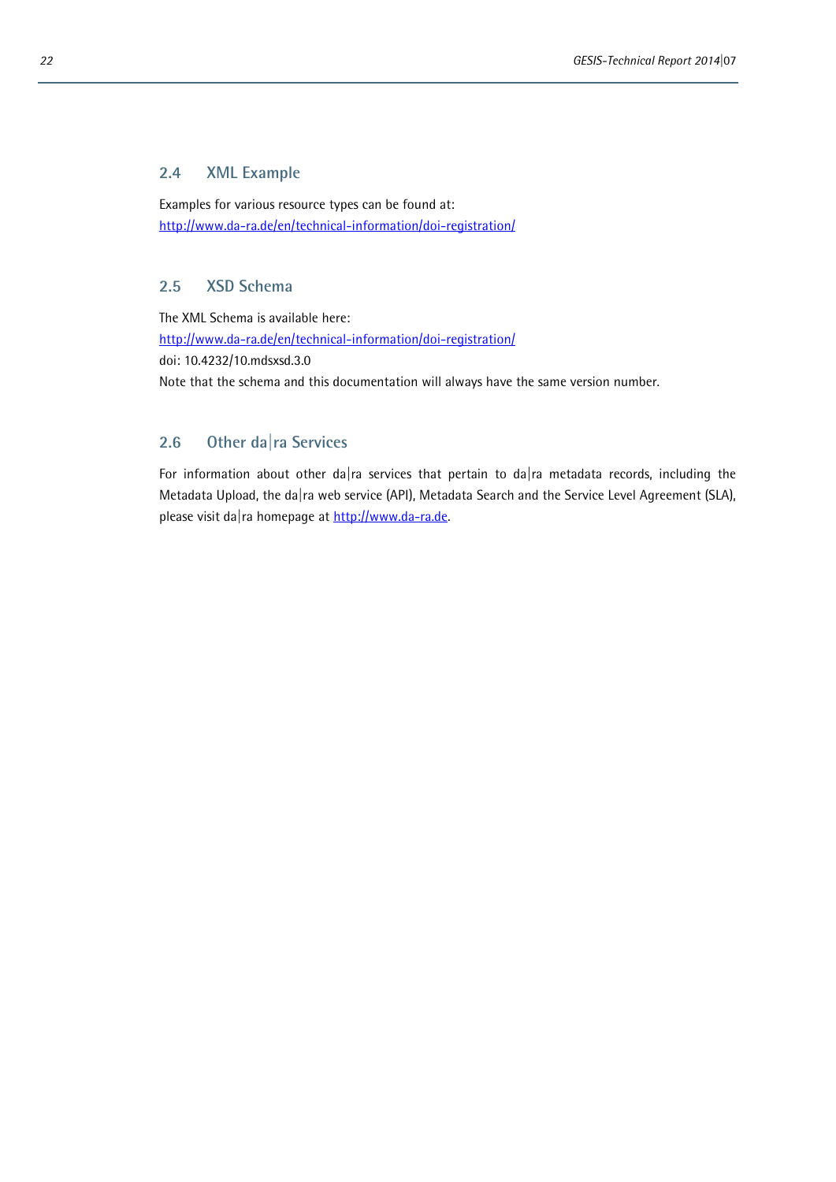## 2.4 XML Example

Examples for various resource types can be found at:
[http://www.da-ra.de/en/technical-information/doi-registration/](http://www.da-ra.de/en/technical-information/doi-registration/)

## 2.5 XSD Schema

The XML Schema is available here:
[http://www.da-ra.de/en/technical-information/doi-registration/](http://www.da-ra.de/en/technical-information/doi-registration/)
doi: 10.4232/10.mdsxsd.3.0
Note that the schema and this documentation will always have the same version number.

## 2.6 Other da|ra Services

For information about other da|ra services that pertain to da|ra metadata records, including the Metadata Upload, the da|ra web service (API), Metadata Search and the Service Level Agreement (SLA), please visit da|ra homepage at [http://www.da-ra.de](http://www.da-ra.de).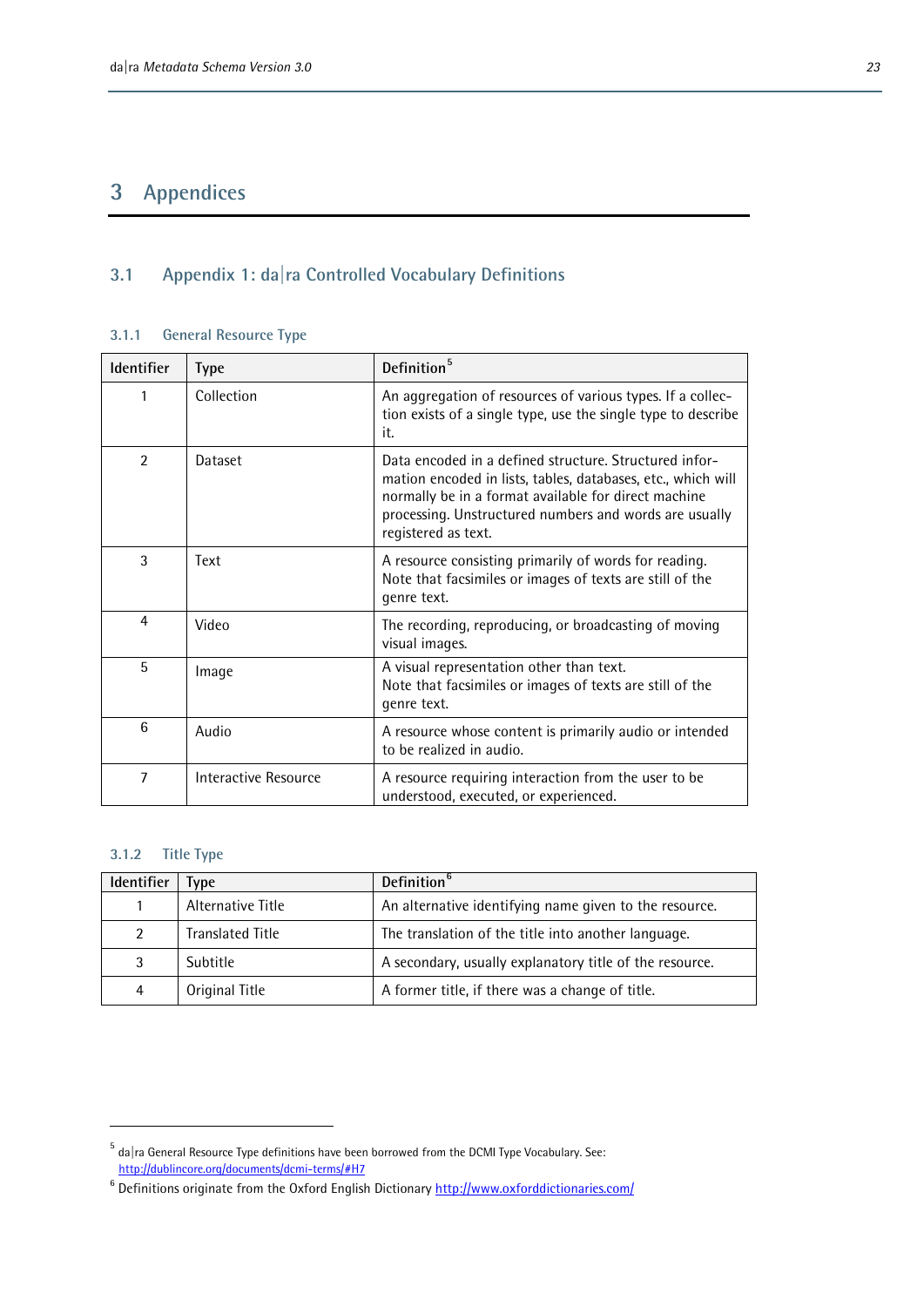# 3 Appendices

## 3.1 Appendix 1: da|ra Controlled Vocabulary Definitions

### 3.1.1 General Resource Type

| Identifier | Type | Definition[5] |
|---|---|---|
| 1 | Collection | An aggregation of resources of various types. If a collection exists of a single type, use the single type to describe it. |
| 2 | Dataset | Data encoded in a defined structure. Structured information encoded in lists, tables, databases, etc., which will normally be in a format available for direct machine processing. Unstructured numbers and words are usually registered as text. |
| 3 | Text | A resource consisting primarily of words for reading. Note that facsimiles or images of texts are still of the genre text. |
| 4 | Video | The recording, reproducing, or broadcasting of moving visual images. |
| 5 | Image | A visual representation other than text. Note that facsimiles or images of texts are still of the genre text. |
| 6 | Audio | A resource whose content is primarily audio or intended to be realized in audio. |
| 7 | Interactive Resource | A resource requiring interaction from the user to be understood, executed, or experienced. |

### 3.1.2 Title Type

| Identifier | Type | Definition[6] |
|---|---|---|
| 1 | Alternative Title | An alternative identifying name given to the resource. |
| 2 | Translated Title | The translation of the title into another language. |
| 3 | Subtitle | A secondary, usually explanatory title of the resource. |
| 4 | Original Title | A former title, if there was a change of title. |

---

[5] da|ra General Resource Type definitions have been borrowed from the DCMI Type Vocabulary. See: http://dublincore.org/documents/dcmi-terms/#H7

[6] Definitions originate from the Oxford English Dictionary http://www.oxforddictionaries.com/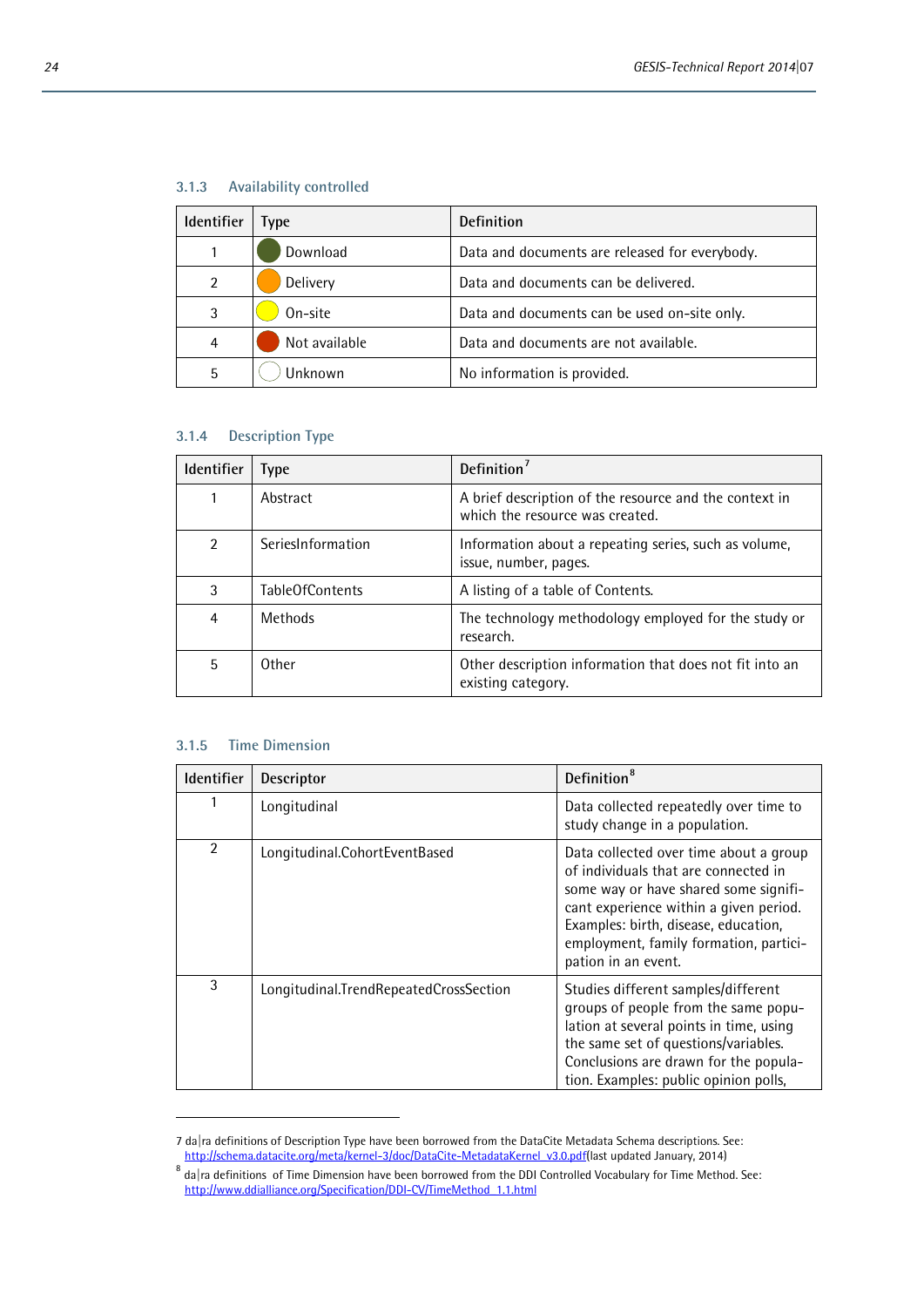### 3.1.3 Availability controlled

| Identifier | Type | Definition |
|---|---|---|
| 1 | Download | Data and documents are released for everybody. |
| 2 | Delivery | Data and documents can be delivered. |
| 3 | On-site | Data and documents can be used on-site only. |
| 4 | Not available | Data and documents are not available. |
| 5 | Unknown | No information is provided. |

### 3.1.4 Description Type

| Identifier | Type | Definition[7] |
|---|---|---|
| 1 | Abstract | A brief description of the resource and the context in which the resource was created. |
| 2 | SeriesInformation | Information about a repeating series, such as volume, issue, number, pages. |
| 3 | TableOfContents | A listing of a table of Contents. |
| 4 | Methods | The technology methodology employed for the study or research. |
| 5 | Other | Other description information that does not fit into an existing category. |

### 3.1.5 Time Dimension

| Identifier | Descriptor | Definition[8] |
|---|---|---|
| 1 | Longitudinal | Data collected repeatedly over time to study change in a population. |
| 2 | Longitudinal.CohortEventBased | Data collected over time about a group of individuals that are connected in some way or have shared some significant experience within a given period. Examples: birth, disease, education, employment, family formation, participation in an event. |
| 3 | Longitudinal.TrendRepeatedCrossSection | Studies different samples/different groups of people from the same population at several points in time, using the same set of questions/variables. Conclusions are drawn for the population. Examples: public opinion polls, |

---

7 da|ra definitions of Description Type have been borrowed from the DataCite Metadata Schema descriptions. See: http://schema.datacite.org/meta/kernel-3/doc/DataCite-MetadataKernel_v3.0.pdf(last updated January, 2014)

8 da|ra definitions of Time Dimension have been borrowed from the DDI Controlled Vocabulary for Time Method. See: http://www.ddialliance.org/Specification/DDI-CV/TimeMethod_1.1.html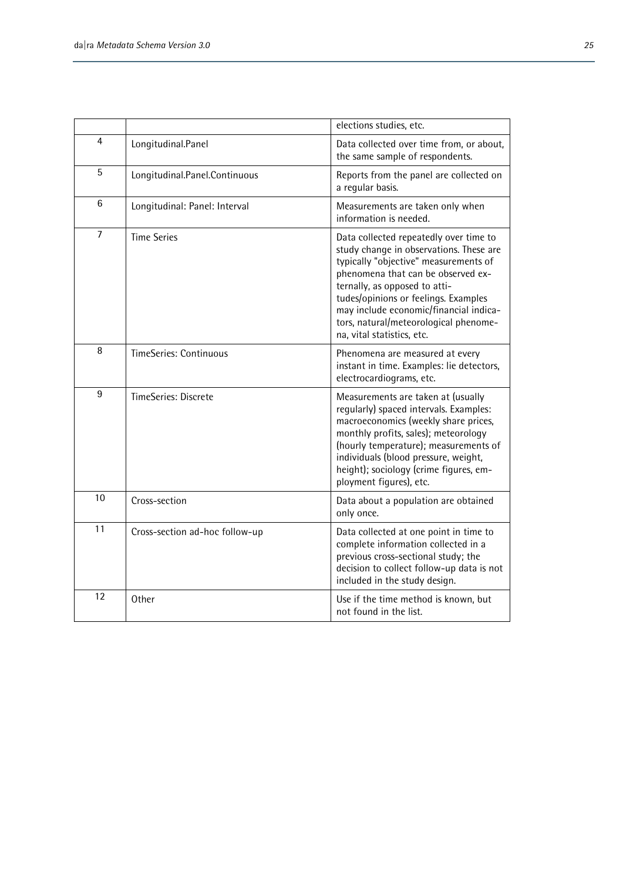| | | |
|---|---|---|
| | | elections studies, etc. |
| 4 | Longitudinal.Panel | Data collected over time from, or about, the same sample of respondents. |
| 5 | Longitudinal.Panel.Continuous | Reports from the panel are collected on a regular basis. |
| 6 | Longitudinal: Panel: Interval | Measurements are taken only when information is needed. |
| 7 | Time Series | Data collected repeatedly over time to study change in observations. These are typically "objective" measurements of phenomena that can be observed externally, as opposed to attitudes/opinions or feelings. Examples may include economic/financial indicators, natural/meteorological phenomena, vital statistics, etc. |
| 8 | TimeSeries: Continuous | Phenomena are measured at every instant in time. Examples: lie detectors, electrocardiograms, etc. |
| 9 | TimeSeries: Discrete | Measurements are taken at (usually regularly) spaced intervals. Examples: macroeconomics (weekly share prices, monthly profits, sales); meteorology (hourly temperature); measurements of individuals (blood pressure, weight, height); sociology (crime figures, employment figures), etc. |
| 10 | Cross-section | Data about a population are obtained only once. |
| 11 | Cross-section ad-hoc follow-up | Data collected at one point in time to complete information collected in a previous cross-sectional study; the decision to collect follow-up data is not included in the study design. |
| 12 | Other | Use if the time method is known, but not found in the list. |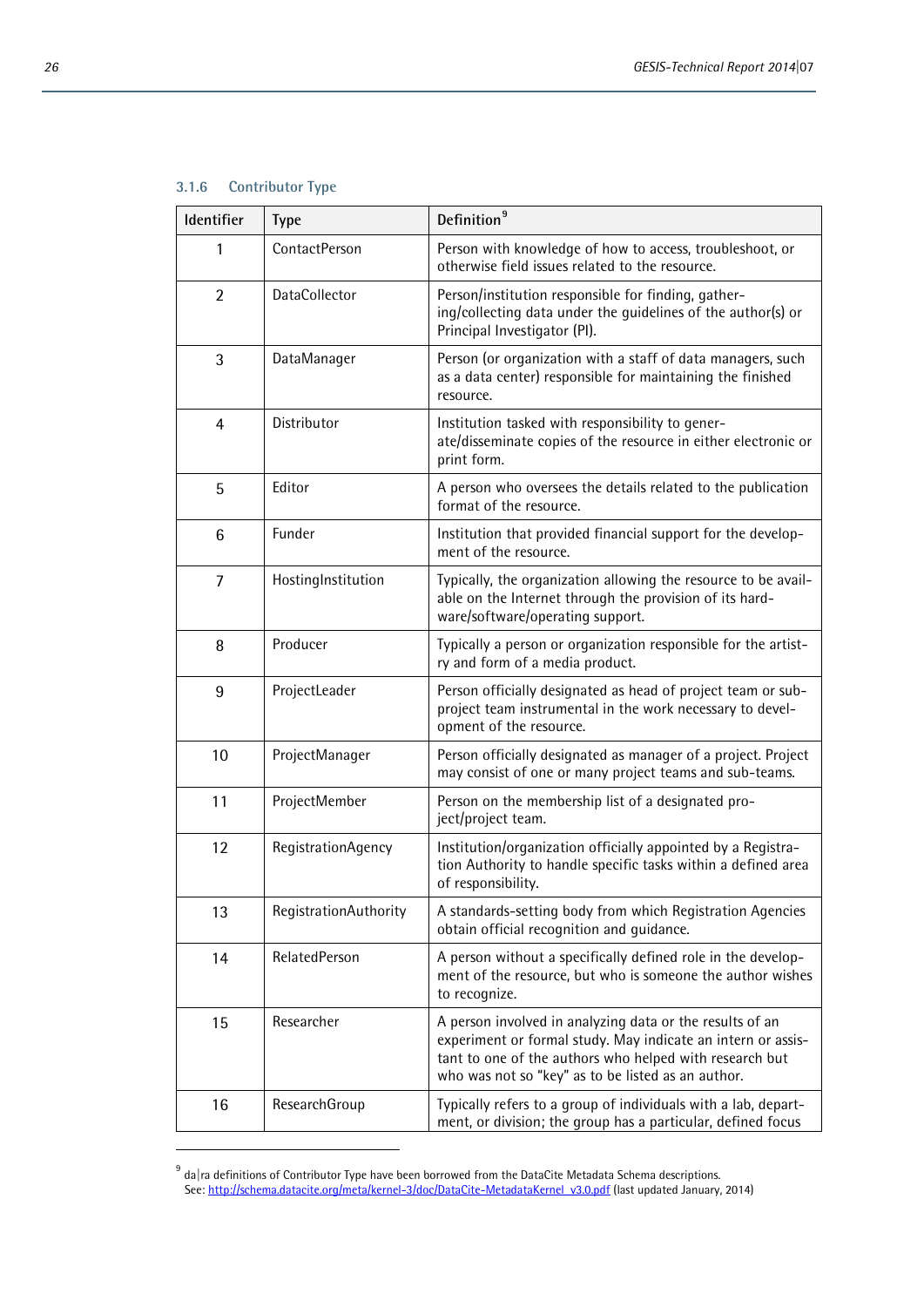### 3.1.6 Contributor Type

| Identifier | Type | Definition[9] |
|---|---|---|
| 1 | ContactPerson | Person with knowledge of how to access, troubleshoot, or otherwise field issues related to the resource. |
| 2 | DataCollector | Person/institution responsible for finding, gathering/collecting data under the guidelines of the author(s) or Principal Investigator (PI). |
| 3 | DataManager | Person (or organization with a staff of data managers, such as a data center) responsible for maintaining the finished resource. |
| 4 | Distributor | Institution tasked with responsibility to generate/disseminate copies of the resource in either electronic or print form. |
| 5 | Editor | A person who oversees the details related to the publication format of the resource. |
| 6 | Funder | Institution that provided financial support for the development of the resource. |
| 7 | HostingInstitution | Typically, the organization allowing the resource to be available on the Internet through the provision of its hardware/software/operating support. |
| 8 | Producer | Typically a person or organization responsible for the artistry and form of a media product. |
| 9 | ProjectLeader | Person officially designated as head of project team or subproject team instrumental in the work necessary to development of the resource. |
| 10 | ProjectManager | Person officially designated as manager of a project. Project may consist of one or many project teams and sub-teams. |
| 11 | ProjectMember | Person on the membership list of a designated project/project team. |
| 12 | RegistrationAgency | Institution/organization officially appointed by a Registration Authority to handle specific tasks within a defined area of responsibility. |
| 13 | RegistrationAuthority | A standards-setting body from which Registration Agencies obtain official recognition and guidance. |
| 14 | RelatedPerson | A person without a specifically defined role in the development of the resource, but who is someone the author wishes to recognize. |
| 15 | Researcher | A person involved in analyzing data or the results of an experiment or formal study. May indicate an intern or assistant to one of the authors who helped with research but who was not so "key" as to be listed as an author. |
| 16 | ResearchGroup | Typically refers to a group of individuals with a lab, department, or division; the group has a particular, defined focus |

[9] da|ra definitions of Contributor Type have been borrowed from the DataCite Metadata Schema descriptions. See: http://schema.datacite.org/meta/kernel-3/doc/DataCite-MetadataKernel_v3.0.pdf (last updated January, 2014)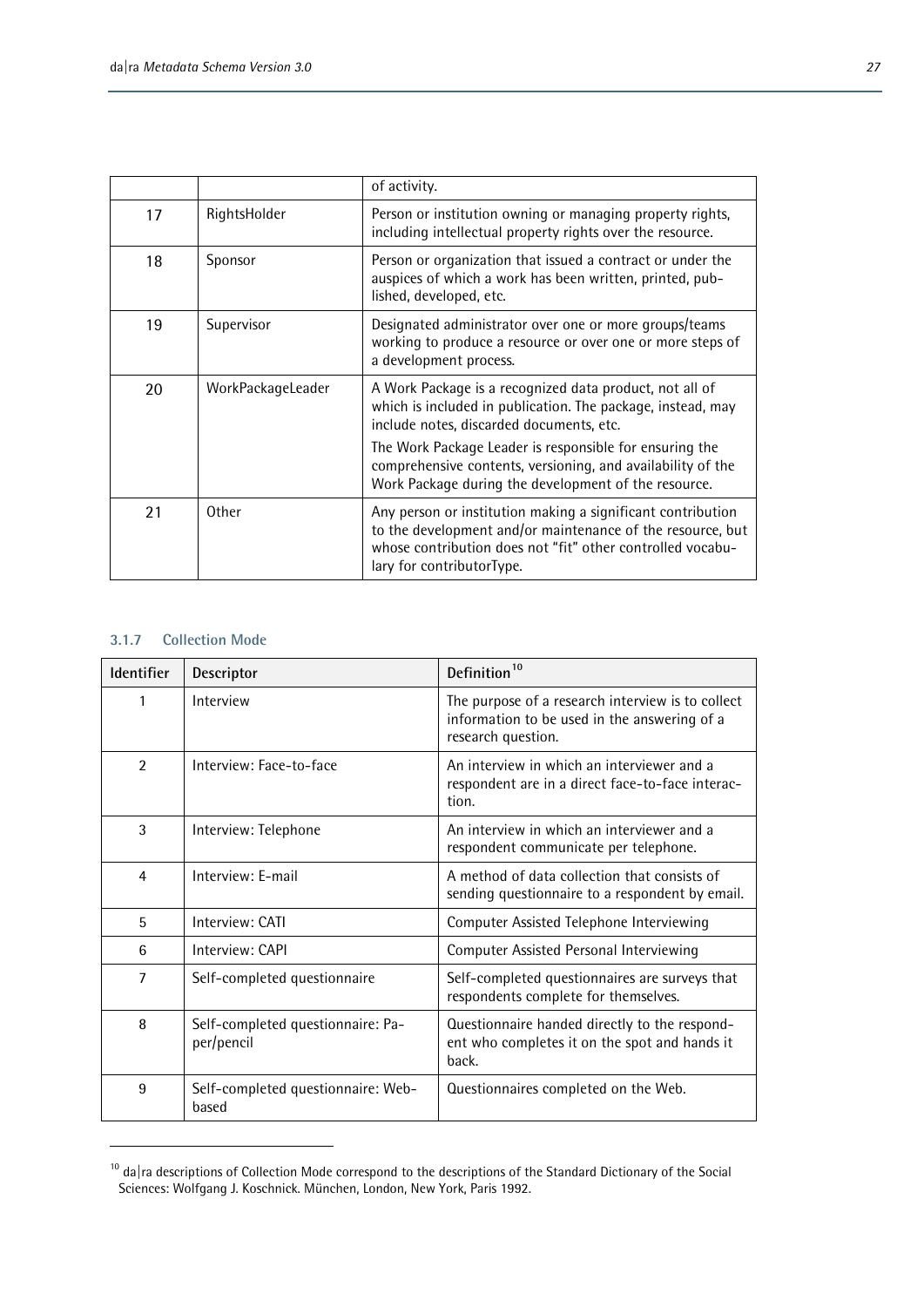|  |  | of activity. |
|---|---|---|
| 17 | RightsHolder | Person or institution owning or managing property rights, including intellectual property rights over the resource. |
| 18 | Sponsor | Person or organization that issued a contract or under the auspices of which a work has been written, printed, published, developed, etc. |
| 19 | Supervisor | Designated administrator over one or more groups/teams working to produce a resource or over one or more steps of a development process. |
| 20 | WorkPackageLeader | A Work Package is a recognized data product, not all of which is included in publication. The package, instead, may include notes, discarded documents, etc. The Work Package Leader is responsible for ensuring the comprehensive contents, versioning, and availability of the Work Package during the development of the resource. |
| 21 | Other | Any person or institution making a significant contribution to the development and/or maintenance of the resource, but whose contribution does not "fit" other controlled vocabulary for contributorType. |

### 3.1.7 Collection Mode

| Identifier | Descriptor | Definition[10] |
|---|---|---|
| 1 | Interview | The purpose of a research interview is to collect information to be used in the answering of a research question. |
| 2 | Interview: Face-to-face | An interview in which an interviewer and a respondent are in a direct face-to-face interaction. |
| 3 | Interview: Telephone | An interview in which an interviewer and a respondent communicate per telephone. |
| 4 | Interview: E-mail | A method of data collection that consists of sending questionnaire to a respondent by email. |
| 5 | Interview: CATI | Computer Assisted Telephone Interviewing |
| 6 | Interview: CAPI | Computer Assisted Personal Interviewing |
| 7 | Self-completed questionnaire | Self-completed questionnaires are surveys that respondents complete for themselves. |
| 8 | Self-completed questionnaire: Paper/pencil | Questionnaire handed directly to the respondent who completes it on the spot and hands it back. |
| 9 | Self-completed questionnaire: Web-based | Questionnaires completed on the Web. |

[10] da|ra descriptions of Collection Mode correspond to the descriptions of the Standard Dictionary of the Social Sciences: Wolfgang J. Koschnick. München, London, New York, Paris 1992.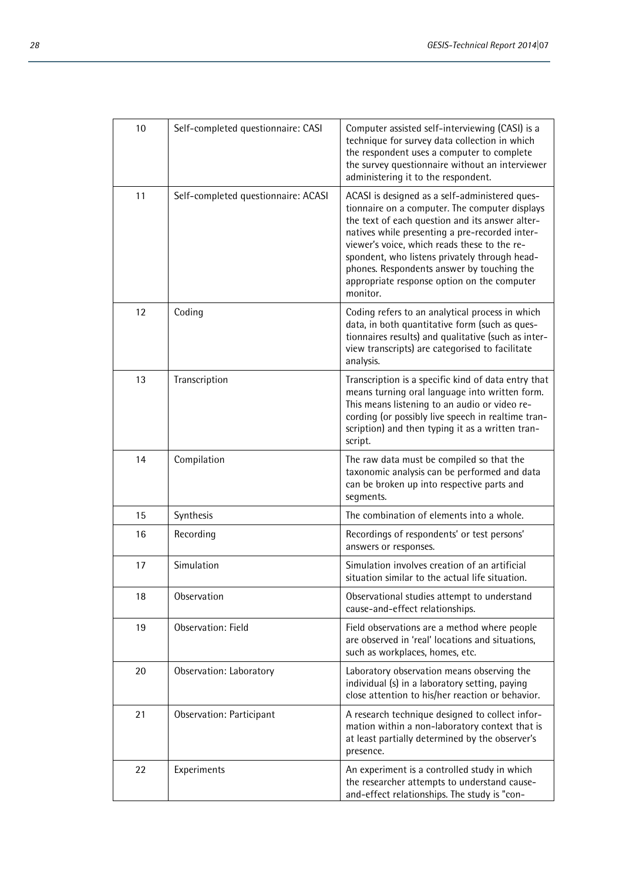| 10 | Self-completed questionnaire: CASI | Computer assisted self-interviewing (CASI) is a technique for survey data collection in which the respondent uses a computer to complete the survey questionnaire without an interviewer administering it to the respondent. |
|---|---|---|
| 11 | Self-completed questionnaire: ACASI | ACASI is designed as a self-administered questionnaire on a computer. The computer displays the text of each question and its answer alternatives while presenting a pre-recorded interviewer's voice, which reads these to the respondent, who listens privately through headphones. Respondents answer by touching the appropriate response option on the computer monitor. |
| 12 | Coding | Coding refers to an analytical process in which data, in both quantitative form (such as questionnaires results) and qualitative (such as interview transcripts) are categorised to facilitate analysis. |
| 13 | Transcription | Transcription is a specific kind of data entry that means turning oral language into written form. This means listening to an audio or video recording (or possibly live speech in realtime transcription) and then typing it as a written transcript. |
| 14 | Compilation | The raw data must be compiled so that the taxonomic analysis can be performed and data can be broken up into respective parts and segments. |
| 15 | Synthesis | The combination of elements into a whole. |
| 16 | Recording | Recordings of respondents' or test persons' answers or responses. |
| 17 | Simulation | Simulation involves creation of an artificial situation similar to the actual life situation. |
| 18 | Observation | Observational studies attempt to understand cause-and-effect relationships. |
| 19 | Observation: Field | Field observations are a method where people are observed in 'real' locations and situations, such as workplaces, homes, etc. |
| 20 | Observation: Laboratory | Laboratory observation means observing the individual (s) in a laboratory setting, paying close attention to his/her reaction or behavior. |
| 21 | Observation: Participant | A research technique designed to collect information within a non-laboratory context that is at least partially determined by the observer's presence. |
| 22 | Experiments | An experiment is a controlled study in which the researcher attempts to understand cause-and-effect relationships. The study is "con- |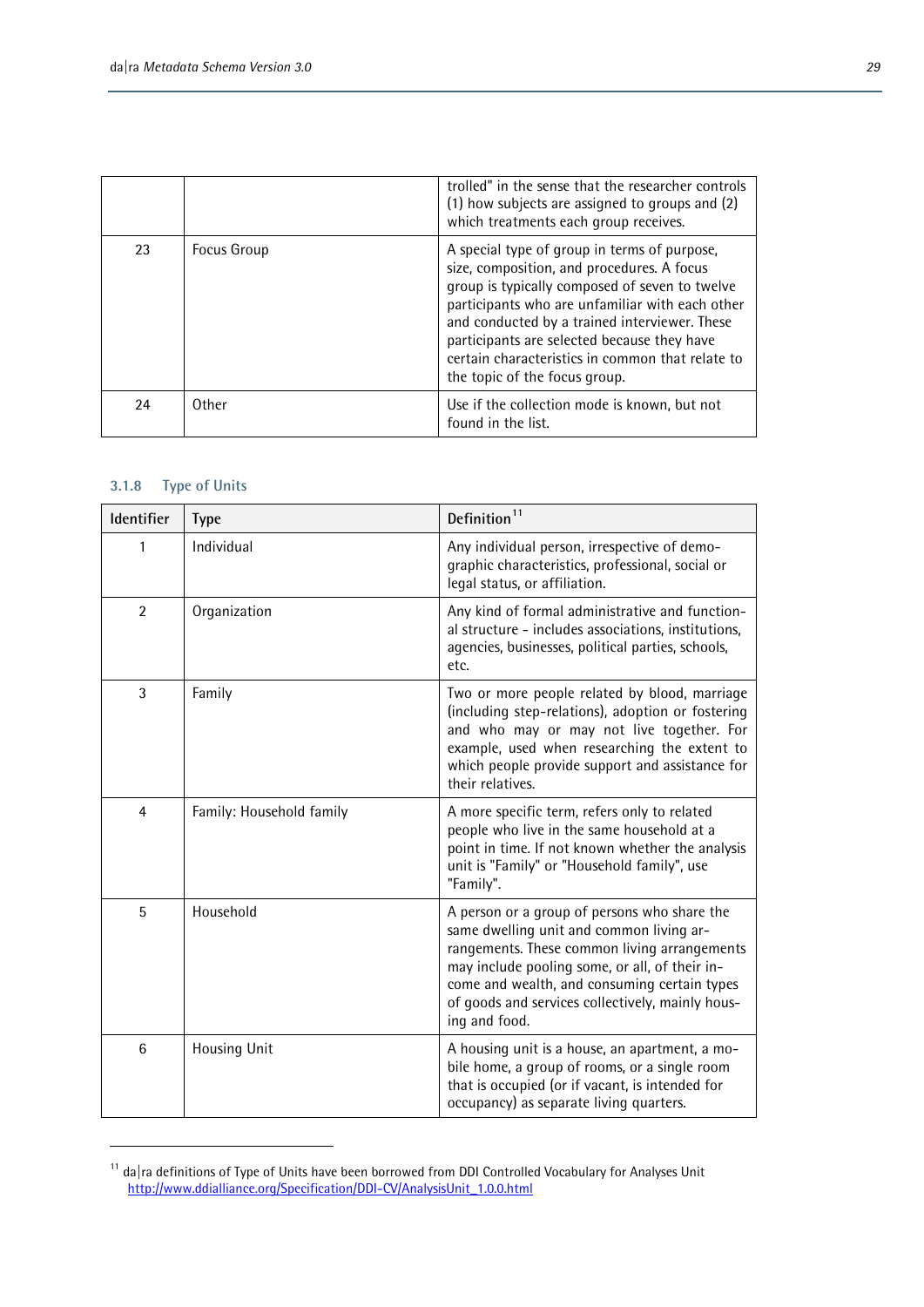| | | trolled" in the sense that the researcher controls (1) how subjects are assigned to groups and (2) which treatments each group receives. |
|---|---|---|
| 23 | Focus Group | A special type of group in terms of purpose, size, composition, and procedures. A focus group is typically composed of seven to twelve participants who are unfamiliar with each other and conducted by a trained interviewer. These participants are selected because they have certain characteristics in common that relate to the topic of the focus group. |
| 24 | Other | Use if the collection mode is known, but not found in the list. |

### 3.1.8 Type of Units

| Identifier | Type | Definition[11] |
|---|---|---|
| 1 | Individual | Any individual person, irrespective of demographic characteristics, professional, social or legal status, or affiliation. |
| 2 | Organization | Any kind of formal administrative and functional structure - includes associations, institutions, agencies, businesses, political parties, schools, etc. |
| 3 | Family | Two or more people related by blood, marriage (including step-relations), adoption or fostering and who may or may not live together. For example, used when researching the extent to which people provide support and assistance for their relatives. |
| 4 | Family: Household family | A more specific term, refers only to related people who live in the same household at a point in time. If not known whether the analysis unit is "Family" or "Household family", use "Family". |
| 5 | Household | A person or a group of persons who share the same dwelling unit and common living arrangements. These common living arrangements may include pooling some, or all, of their income and wealth, and consuming certain types of goods and services collectively, mainly housing and food. |
| 6 | Housing Unit | A housing unit is a house, an apartment, a mobile home, a group of rooms, or a single room that is occupied (or if vacant, is intended for occupancy) as separate living quarters. |

[11] da|ra definitions of Type of Units have been borrowed from DDI Controlled Vocabulary for Analyses Unit http://www.ddialliance.org/Specification/DDI-CV/AnalysisUnit_1.0.0.html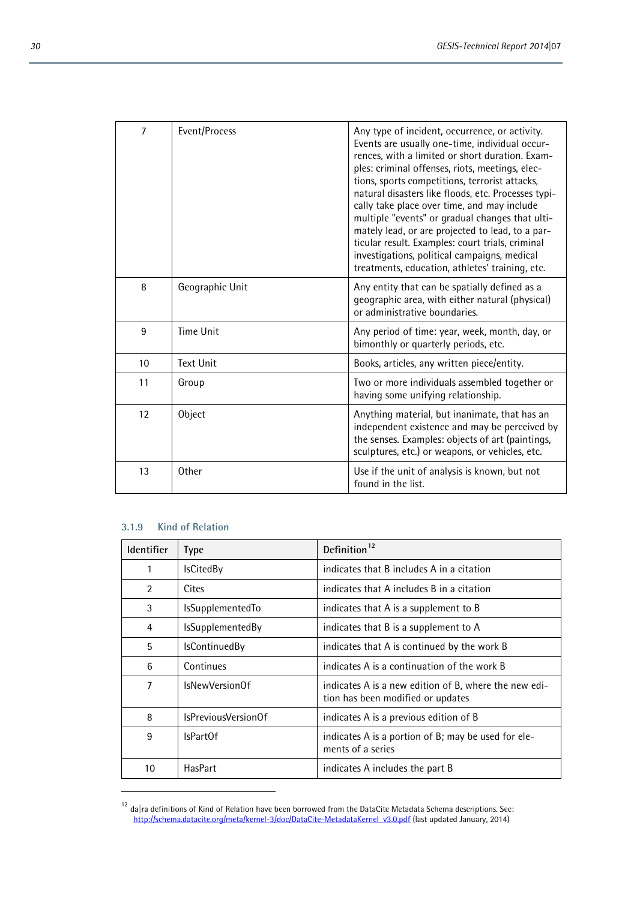| | | |
|---|---|---|
| 7 | Event/Process | Any type of incident, occurrence, or activity. Events are usually one-time, individual occurrences, with a limited or short duration. Examples: criminal offenses, riots, meetings, elections, sports competitions, terrorist attacks, natural disasters like floods, etc. Processes typically take place over time, and may include multiple "events" or gradual changes that ultimately lead, or are projected to lead, to a particular result. Examples: court trials, criminal investigations, political campaigns, medical treatments, education, athletes' training, etc. |
| 8 | Geographic Unit | Any entity that can be spatially defined as a geographic area, with either natural (physical) or administrative boundaries. |
| 9 | Time Unit | Any period of time: year, week, month, day, or bimonthly or quarterly periods, etc. |
| 10 | Text Unit | Books, articles, any written piece/entity. |
| 11 | Group | Two or more individuals assembled together or having some unifying relationship. |
| 12 | Object | Anything material, but inanimate, that has an independent existence and may be perceived by the senses. Examples: objects of art (paintings, sculptures, etc.) or weapons, or vehicles, etc. |
| 13 | Other | Use if the unit of analysis is known, but not found in the list. |

### 3.1.9 Kind of Relation

| Identifier | Type | Definition[12] |
|---|---|---|
| 1 | IsCitedBy | indicates that B includes A in a citation |
| 2 | Cites | indicates that A includes B in a citation |
| 3 | IsSupplementedTo | indicates that A is a supplement to B |
| 4 | IsSupplementedBy | indicates that B is a supplement to A |
| 5 | IsContinuedBy | indicates that A is continued by the work B |
| 6 | Continues | indicates A is a continuation of the work B |
| 7 | IsNewVersionOf | indicates A is a new edition of B, where the new edition has been modified or updates |
| 8 | IsPreviousVersionOf | indicates A is a previous edition of B |
| 9 | IsPartOf | indicates A is a portion of B; may be used for elements of a series |
| 10 | HasPart | indicates A includes the part B |

[12] da|ra definitions of Kind of Relation have been borrowed from the DataCite Metadata Schema descriptions. See: http://schema.datacite.org/meta/kernel-3/doc/DataCite-MetadataKernel_v3.0.pdf (last updated January, 2014)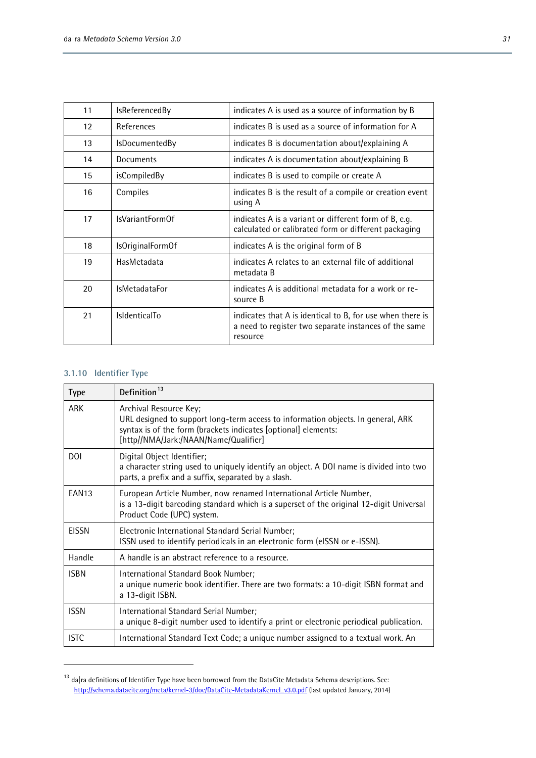| 11 | IsReferencedBy | indicates A is used as a source of information by B |
|---|---|---|
| 12 | References | indicates B is used as a source of information for A |
| 13 | IsDocumentedBy | indicates B is documentation about/explaining A |
| 14 | Documents | indicates A is documentation about/explaining B |
| 15 | isCompiledBy | indicates B is used to compile or create A |
| 16 | Compiles | indicates B is the result of a compile or creation event using A |
| 17 | IsVariantFormOf | indicates A is a variant or different form of B, e.g. calculated or calibrated form or different packaging |
| 18 | IsOriginalFormOf | indicates A is the original form of B |
| 19 | HasMetadata | indicates A relates to an external file of additional metadata B |
| 20 | IsMetadataFor | indicates A is additional metadata for a work or re-source B |
| 21 | IsIdenticalTo | indicates that A is identical to B, for use when there is a need to register two separate instances of the same resource |

### 3.1.10 Identifier Type

| Type | Definition[13] |
|---|---|
| ARK | Archival Resource Key;<br>URL designed to support long-term access to information objects. In general, ARK syntax is of the form (brackets indicates [optional] elements:<br>[http//NMA/]ark:/NAAN/Name[/Qualifier] |
| DOI | Digital Object Identifier;<br>a character string used to uniquely identify an object. A DOI name is divided into two parts, a prefix and a suffix, separated by a slash. |
| EAN13 | European Article Number, now renamed International Article Number,<br>is a 13-digit barcoding standard which is a superset of the original 12-digit Universal Product Code (UPC) system. |
| EISSN | Electronic International Standard Serial Number;<br>ISSN used to identify periodicals in an electronic form (eISSN or e-ISSN). |
| Handle | A handle is an abstract reference to a resource. |
| ISBN | International Standard Book Number;<br>a unique numeric book identifier. There are two formats: a 10-digit ISBN format and a 13-digit ISBN. |
| ISSN | International Standard Serial Number;<br>a unique 8-digit number used to identify a print or electronic periodical publication. |
| ISTC | International Standard Text Code; a unique number assigned to a textual work. An |

[13] da|ra definitions of Identifier Type have been borrowed from the DataCite Metadata Schema descriptions. See: http://schema.datacite.org/meta/kernel-3/doc/DataCite-MetadataKernel_v3.0.pdf (last updated January, 2014)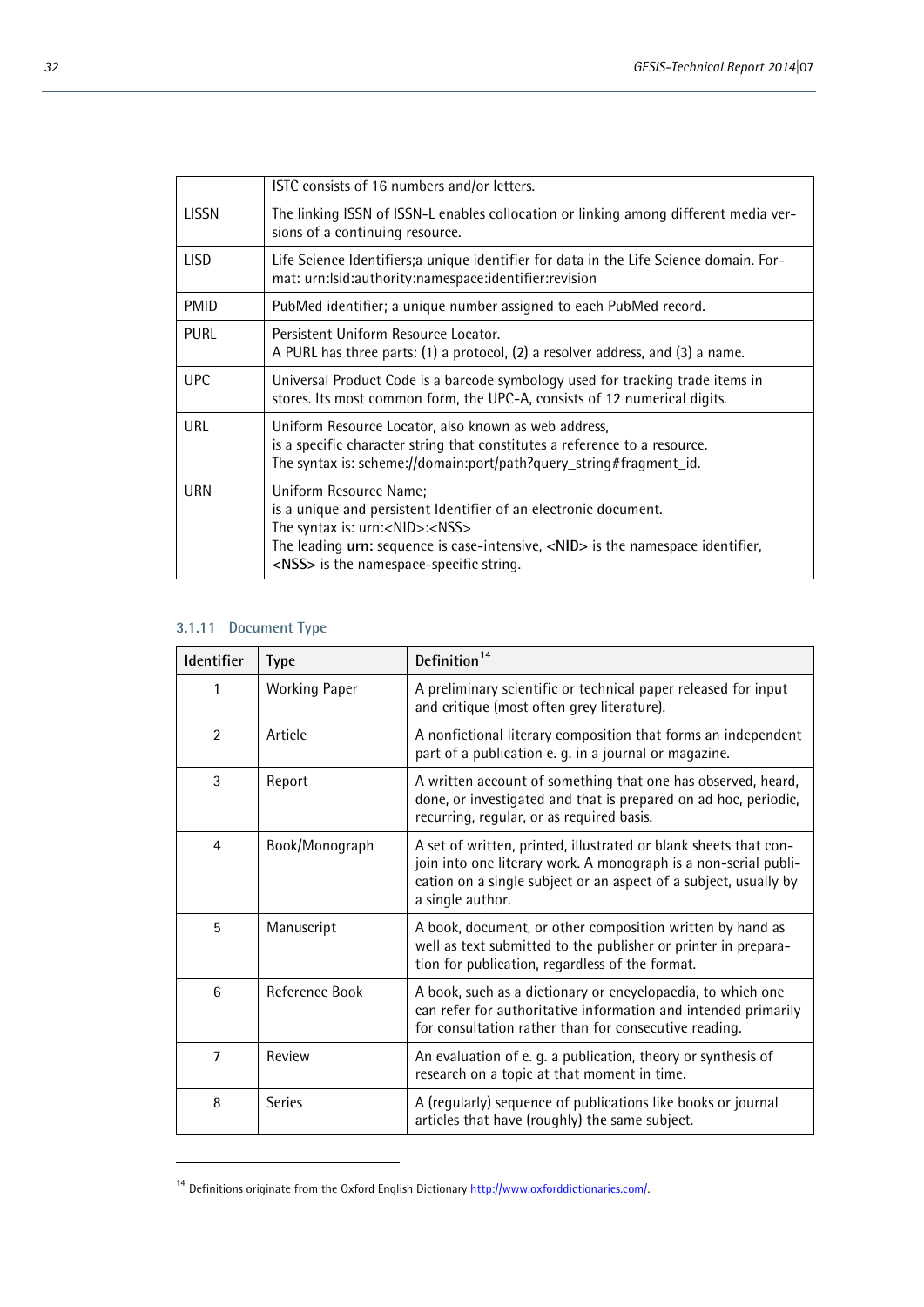|  | ISTC consists of 16 numbers and/or letters. |
|---|---|
| LISSN | The linking ISSN of ISSN-L enables collocation or linking among different media versions of a continuing resource. |
| LISD | Life Science Identifiers;a unique identifier for data in the Life Science domain. Format: urn:lsid:authority:namespace:identifier:revision |
| PMID | PubMed identifier; a unique number assigned to each PubMed record. |
| PURL | Persistent Uniform Resource Locator.<br>A PURL has three parts: (1) a protocol, (2) a resolver address, and (3) a name. |
| UPC | Universal Product Code is a barcode symbology used for tracking trade items in stores. Its most common form, the UPC-A, consists of 12 numerical digits. |
| URL | Uniform Resource Locator, also known as web address,<br>is a specific character string that constitutes a reference to a resource.<br>The syntax is: scheme://domain:port/path?query_string#fragment_id. |
| URN | Uniform Resource Name;<br>is a unique and persistent Identifier of an electronic document.<br>The syntax is: urn:<NID>:<NSS><br>The leading **urn:** sequence is case-intensive, **<NID>** is the namespace identifier, **<NSS>** is the namespace-specific string. |

### 3.1.11 Document Type

| Identifier | Type | Definition[14] |
|---|---|---|
| 1 | Working Paper | A preliminary scientific or technical paper released for input and critique (most often grey literature). |
| 2 | Article | A nonfictional literary composition that forms an independent part of a publication e. g. in a journal or magazine. |
| 3 | Report | A written account of something that one has observed, heard, done, or investigated and that is prepared on ad hoc, periodic, recurring, regular, or as required basis. |
| 4 | Book/Monograph | A set of written, printed, illustrated or blank sheets that conjoin into one literary work. A monograph is a non-serial publication on a single subject or an aspect of a subject, usually by a single author. |
| 5 | Manuscript | A book, document, or other composition written by hand as well as text submitted to the publisher or printer in preparation for publication, regardless of the format. |
| 6 | Reference Book | A book, such as a dictionary or encyclopaedia, to which one can refer for authoritative information and intended primarily for consultation rather than for consecutive reading. |
| 7 | Review | An evaluation of e. g. a publication, theory or synthesis of research on a topic at that moment in time. |
| 8 | Series | A (regularly) sequence of publications like books or journal articles that have (roughly) the same subject. |

[14] Definitions originate from the Oxford English Dictionary http://www.oxforddictionaries.com/.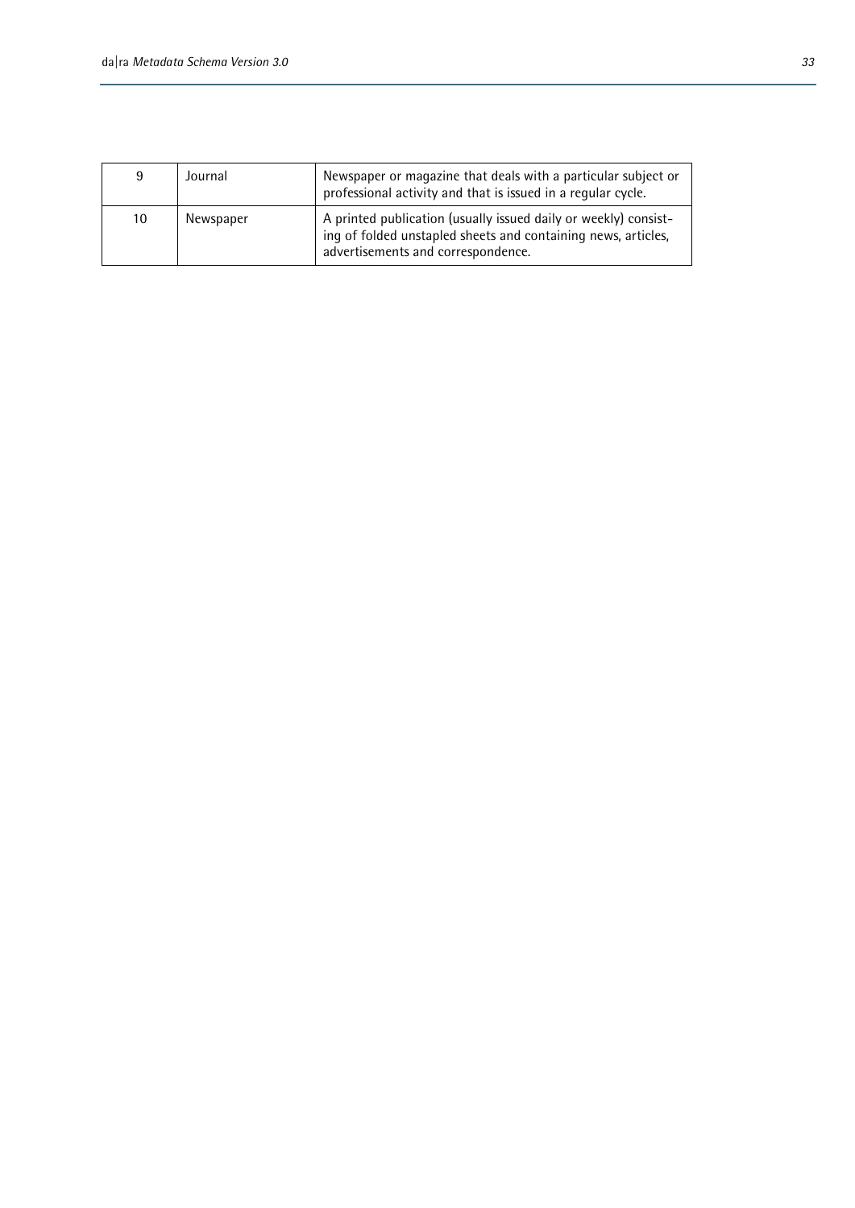| | | |
|---|---|---|
| 9 | Journal | Newspaper or magazine that deals with a particular subject or professional activity and that is issued in a regular cycle. |
| 10 | Newspaper | A printed publication (usually issued daily or weekly) consisting of folded unstapled sheets and containing news, articles, advertisements and correspondence. |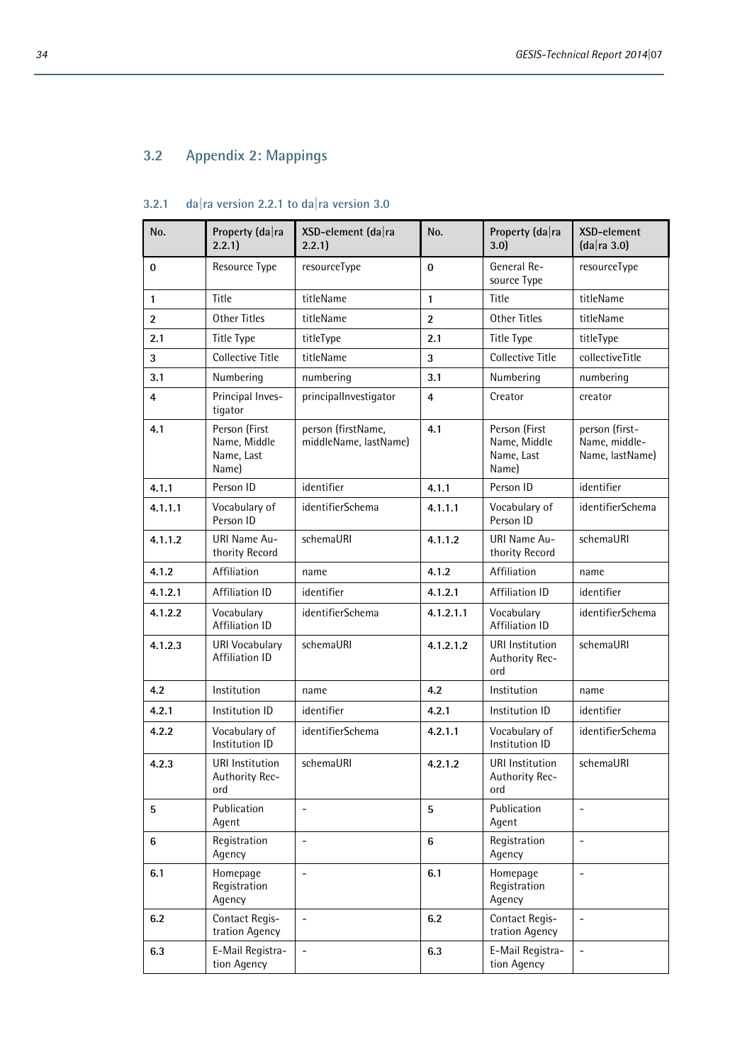## 3.2 Appendix 2: Mappings

### 3.2.1 da|ra version 2.2.1 to da|ra version 3.0

| No. | Property (da\|ra 2.2.1) | XSD-element (da\|ra 2.2.1) | No. | Property (da\|ra 3.0) | XSD-element (da\|ra 3.0) |
|---|---|---|---|---|---|
| **0** | Resource Type | resourceType | **0** | General Resource Type | resourceType |
| **1** | Title | titleName | **1** | Title | titleName |
| **2** | Other Titles | titleName | **2** | Other Titles | titleName |
| **2.1** | Title Type | titleType | **2.1** | Title Type | titleType |
| **3** | Collective Title | titleName | **3** | Collective Title | collectiveTitle |
| **3.1** | Numbering | numbering | **3.1** | Numbering | numbering |
| **4** | Principal Investigator | principalInvestigator | **4** | Creator | creator |
| **4.1** | Person (First Name, Middle Name, Last Name) | person (firstName, middleName, lastName) | **4.1** | Person (First Name, Middle Name, Last Name) | person (firstName, middleName, lastName) |
| **4.1.1** | Person ID | identifier | **4.1.1** | Person ID | identifier |
| **4.1.1.1** | Vocabulary of Person ID | identifierSchema | **4.1.1.1** | Vocabulary of Person ID | identifierSchema |
| **4.1.1.2** | URI Name Authority Record | schemaURI | **4.1.1.2** | URI Name Authority Record | schemaURI |
| **4.1.2** | Affiliation | name | **4.1.2** | Affiliation | name |
| **4.1.2.1** | Affiliation ID | identifier | **4.1.2.1** | Affiliation ID | identifier |
| **4.1.2.2** | Vocabulary Affiliation ID | identifierSchema | **4.1.2.1.1** | Vocabulary Affiliation ID | identifierSchema |
| **4.1.2.3** | URI Vocabulary Affiliation ID | schemaURI | **4.1.2.1.2** | URI Institution Authority Record | schemaURI |
| **4.2** | Institution | name | **4.2** | Institution | name |
| **4.2.1** | Institution ID | identifier | **4.2.1** | Institution ID | identifier |
| **4.2.2** | Vocabulary of Institution ID | identifierSchema | **4.2.1.1** | Vocabulary of Institution ID | identifierSchema |
| **4.2.3** | URI Institution Authority Record | schemaURI | **4.2.1.2** | URI Institution Authority Record | schemaURI |
| **5** | Publication Agent | - | **5** | Publication Agent | - |
| **6** | Registration Agency | - | **6** | Registration Agency | - |
| **6.1** | Homepage Registration Agency | - | **6.1** | Homepage Registration Agency | - |
| **6.2** | Contact Registration Agency | - | **6.2** | Contact Registration Agency | - |
| **6.3** | E-Mail Registration Agency | - | **6.3** | E-Mail Registration Agency | - |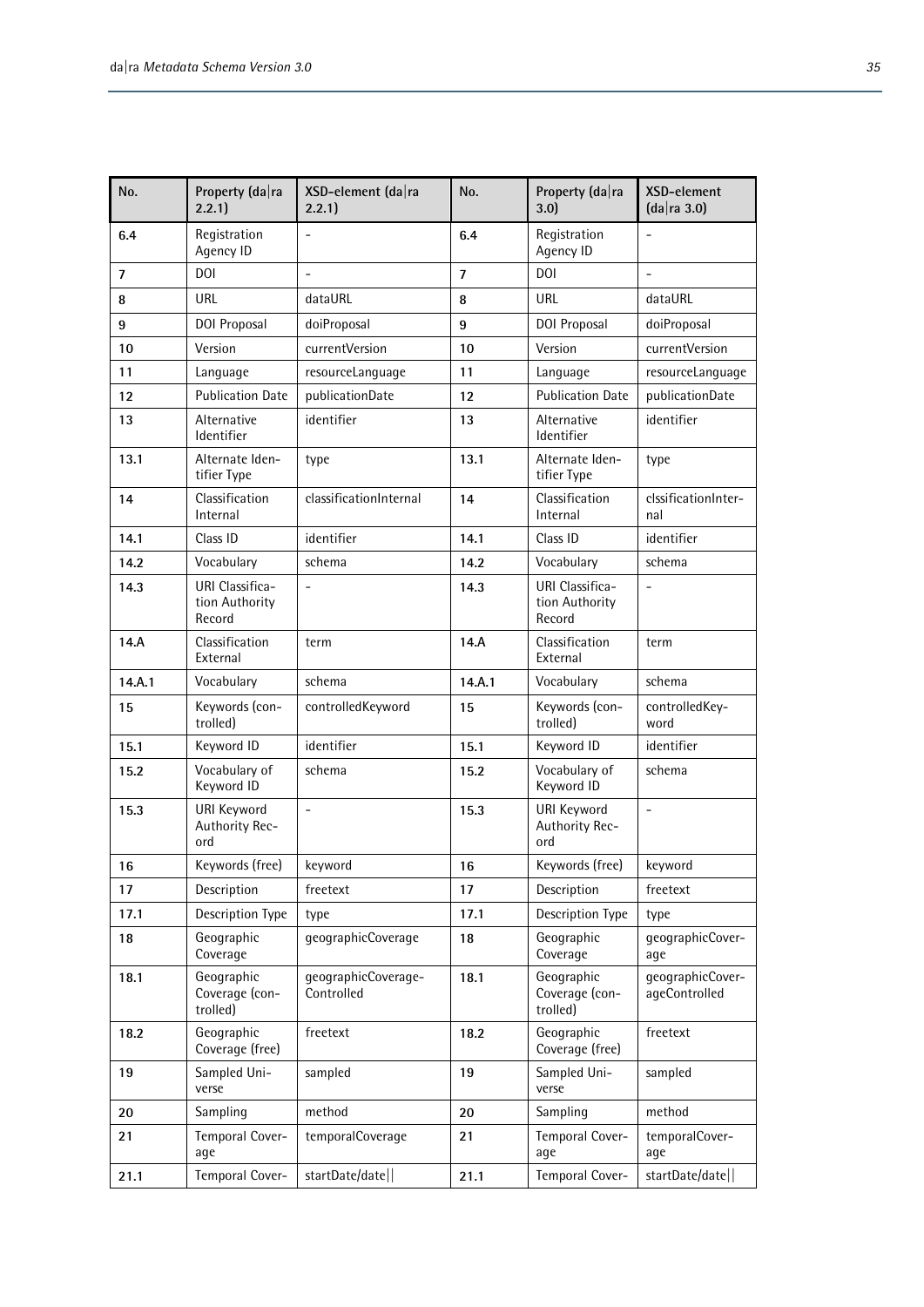| No. | Property (da\|ra 2.2.1) | XSD-element (da\|ra 2.2.1) | No. | Property (da\|ra 3.0) | XSD-element (da\|ra 3.0) |
|---|---|---|---|---|---|
| 6.4 | Registration Agency ID | - | 6.4 | Registration Agency ID | - |
| 7 | DOI | - | 7 | DOI | - |
| 8 | URL | dataURL | 8 | URL | dataURL |
| 9 | DOI Proposal | doiProposal | 9 | DOI Proposal | doiProposal |
| 10 | Version | currentVersion | 10 | Version | currentVersion |
| 11 | Language | resourceLanguage | 11 | Language | resourceLanguage |
| 12 | Publication Date | publicationDate | 12 | Publication Date | publicationDate |
| 13 | Alternative Identifier | identifier | 13 | Alternative Identifier | identifier |
| 13.1 | Alternate Identifier Type | type | 13.1 | Alternate Identifier Type | type |
| 14 | Classification Internal | classificationInternal | 14 | Classification Internal | clssificationInternal |
| 14.1 | Class ID | identifier | 14.1 | Class ID | identifier |
| 14.2 | Vocabulary | schema | 14.2 | Vocabulary | schema |
| 14.3 | URI Classification Authority Record | - | 14.3 | URI Classification Authority Record | - |
| 14.A | Classification External | term | 14.A | Classification External | term |
| 14.A.1 | Vocabulary | schema | 14.A.1 | Vocabulary | schema |
| 15 | Keywords (controlled) | controlledKeyword | 15 | Keywords (controlled) | controlledKeyword |
| 15.1 | Keyword ID | identifier | 15.1 | Keyword ID | identifier |
| 15.2 | Vocabulary of Keyword ID | schema | 15.2 | Vocabulary of Keyword ID | schema |
| 15.3 | URI Keyword Authority Record | - | 15.3 | URI Keyword Authority Record | - |
| 16 | Keywords (free) | keyword | 16 | Keywords (free) | keyword |
| 17 | Description | freetext | 17 | Description | freetext |
| 17.1 | Description Type | type | 17.1 | Description Type | type |
| 18 | Geographic Coverage | geographicCoverage | 18 | Geographic Coverage | geographicCoverage |
| 18.1 | Geographic Coverage (controlled) | geographicCoverageControlled | 18.1 | Geographic Coverage (controlled) | geographicCoverageControlled |
| 18.2 | Geographic Coverage (free) | freetext | 18.2 | Geographic Coverage (free) | freetext |
| 19 | Sampled Universe | sampled | 19 | Sampled Universe | sampled |
| 20 | Sampling | method | 20 | Sampling | method |
| 21 | Temporal Coverage | temporalCoverage | 21 | Temporal Coverage | temporalCoverage |
| 21.1 | Temporal Cover- | startDate/date\|\| | 21.1 | Temporal Cover- | startDate/date\|\| |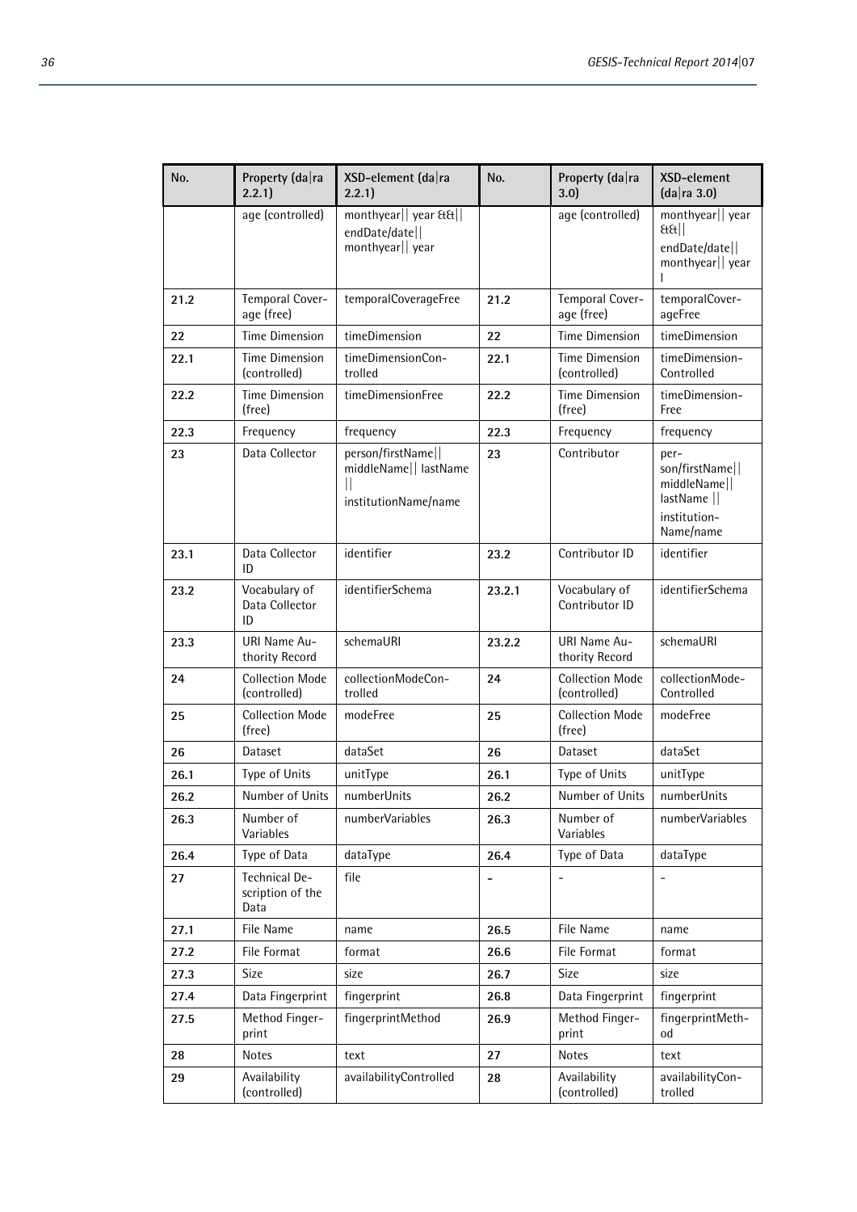| No. | Property (da\|ra 2.2.1) | XSD-element (da\|ra 2.2.1) | No. | Property (da\|ra 3.0) | XSD-element (da\|ra 3.0) |
|---|---|---|---|---|---|
| | age (controlled) | monthyear\|\| year &&\|\| endDate/date\|\| monthyear\|\| year | | age (controlled) | monthyear\|\| year &&\|\| endDate/date\|\| monthyear\|\| year I |
| **21.2** | Temporal Coverage (free) | temporalCoverageFree | **21.2** | Temporal Coverage (free) | temporalCoverageFree |
| **22** | Time Dimension | timeDimension | **22** | Time Dimension | timeDimension |
| **22.1** | Time Dimension (controlled) | timeDimensionControlled | **22.1** | Time Dimension (controlled) | timeDimension-Controlled |
| **22.2** | Time Dimension (free) | timeDimensionFree | **22.2** | Time Dimension (free) | timeDimension-Free |
| **22.3** | Frequency | frequency | **22.3** | Frequency | frequency |
| **23** | Data Collector | person/firstName\|\| middleName\|\| lastName \|\| institutionName/name | **23** | Contributor | person/firstName\|\| middleName\|\| lastName \|\| institution-Name/name |
| **23.1** | Data Collector ID | identifier | **23.2** | Contributor ID | identifier |
| **23.2** | Vocabulary of Data Collector ID | identifierSchema | **23.2.1** | Vocabulary of Contributor ID | identifierSchema |
| **23.3** | URI Name Authority Record | schemaURI | **23.2.2** | URI Name Authority Record | schemaURI |
| **24** | Collection Mode (controlled) | collectionModeControlled | **24** | Collection Mode (controlled) | collectionMode-Controlled |
| **25** | Collection Mode (free) | modeFree | **25** | Collection Mode (free) | modeFree |
| **26** | Dataset | dataSet | **26** | Dataset | dataSet |
| **26.1** | Type of Units | unitType | **26.1** | Type of Units | unitType |
| **26.2** | Number of Units | numberUnits | **26.2** | Number of Units | numberUnits |
| **26.3** | Number of Variables | numberVariables | **26.3** | Number of Variables | numberVariables |
| **26.4** | Type of Data | dataType | **26.4** | Type of Data | dataType |
| **27** | Technical Description of the Data | file | **-** | - | - |
| **27.1** | File Name | name | **26.5** | File Name | name |
| **27.2** | File Format | format | **26.6** | File Format | format |
| **27.3** | Size | size | **26.7** | Size | size |
| **27.4** | Data Fingerprint | fingerprint | **26.8** | Data Fingerprint | fingerprint |
| **27.5** | Method Fingerprint | fingerprintMethod | **26.9** | Method Fingerprint | fingerprintMethod |
| **28** | Notes | text | **27** | Notes | text |
| **29** | Availability (controlled) | availabilityControlled | **28** | Availability (controlled) | availabilityControlled |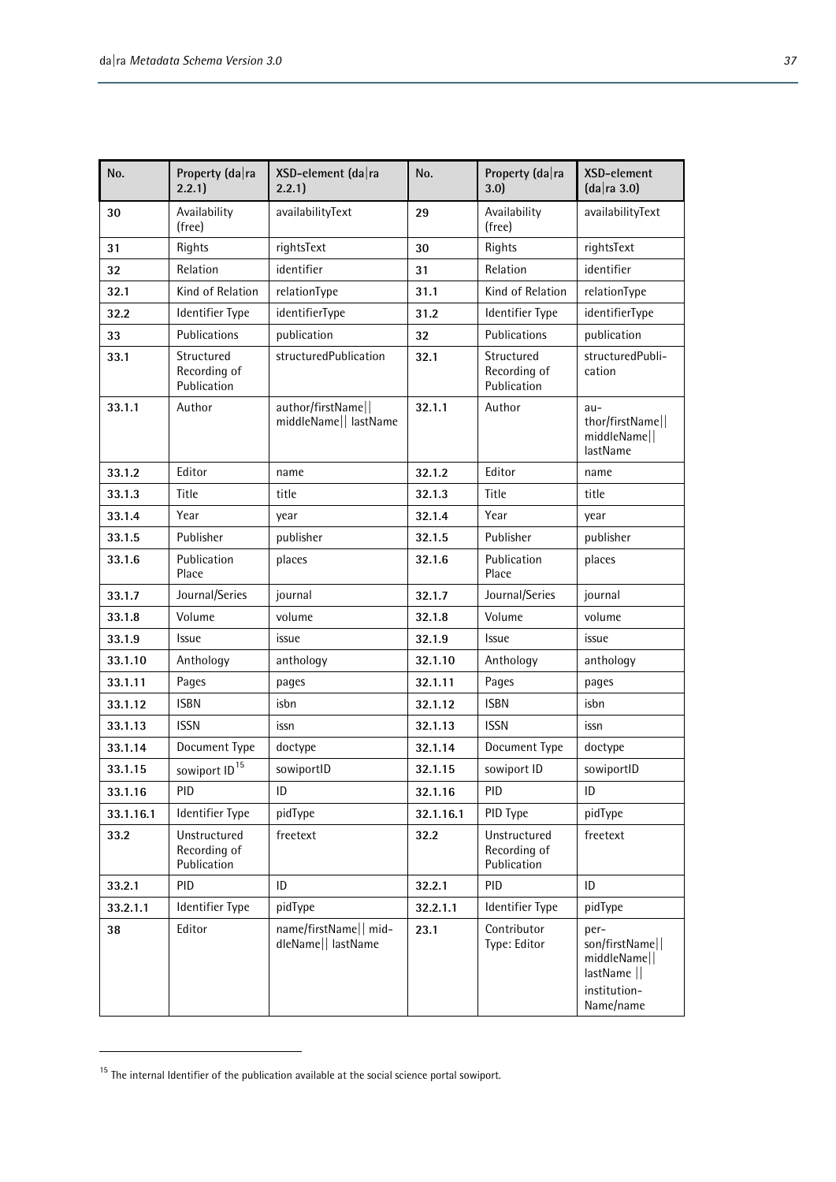| No. | Property (da\|ra 2.2.1) | XSD-element (da\|ra 2.2.1) | No. | Property (da\|ra 3.0) | XSD-element (da\|ra 3.0) |
|---|---|---|---|---|---|
| 30 | Availability (free) | availabilityText | 29 | Availability (free) | availabilityText |
| 31 | Rights | rightsText | 30 | Rights | rightsText |
| 32 | Relation | identifier | 31 | Relation | identifier |
| 32.1 | Kind of Relation | relationType | 31.1 | Kind of Relation | relationType |
| 32.2 | Identifier Type | identifierType | 31.2 | Identifier Type | identifierType |
| 33 | Publications | publication | 32 | Publications | publication |
| 33.1 | Structured Recording of Publication | structuredPublication | 32.1 | Structured Recording of Publication | structuredPublication |
| 33.1.1 | Author | author/firstName\|\| middleName\|\| lastName | 32.1.1 | Author | author/firstName\|\| middleName\|\| lastName |
| 33.1.2 | Editor | name | 32.1.2 | Editor | name |
| 33.1.3 | Title | title | 32.1.3 | Title | title |
| 33.1.4 | Year | year | 32.1.4 | Year | year |
| 33.1.5 | Publisher | publisher | 32.1.5 | Publisher | publisher |
| 33.1.6 | Publication Place | places | 32.1.6 | Publication Place | places |
| 33.1.7 | Journal/Series | journal | 32.1.7 | Journal/Series | journal |
| 33.1.8 | Volume | volume | 32.1.8 | Volume | volume |
| 33.1.9 | Issue | issue | 32.1.9 | Issue | issue |
| 33.1.10 | Anthology | anthology | 32.1.10 | Anthology | anthology |
| 33.1.11 | Pages | pages | 32.1.11 | Pages | pages |
| 33.1.12 | ISBN | isbn | 32.1.12 | ISBN | isbn |
| 33.1.13 | ISSN | issn | 32.1.13 | ISSN | issn |
| 33.1.14 | Document Type | doctype | 32.1.14 | Document Type | doctype |
| 33.1.15 | sowiport ID[15] | sowiportID | 32.1.15 | sowiport ID | sowiportID |
| 33.1.16 | PID | ID | 32.1.16 | PID | ID |
| 33.1.16.1 | Identifier Type | pidType | 32.1.16.1 | PID Type | pidType |
| 33.2 | Unstructured Recording of Publication | freetext | 32.2 | Unstructured Recording of Publication | freetext |
| 33.2.1 | PID | ID | 32.2.1 | PID | ID |
| 33.2.1.1 | Identifier Type | pidType | 32.2.1.1 | Identifier Type | pidType |
| 38 | Editor | name/firstName\|\| middleName\|\| lastName | 23.1 | Contributor Type: Editor | person/firstName\|\| middleName\|\| lastName \|\| institutionName/name |

[15] The internal Identifier of the publication available at the social science portal sowiport.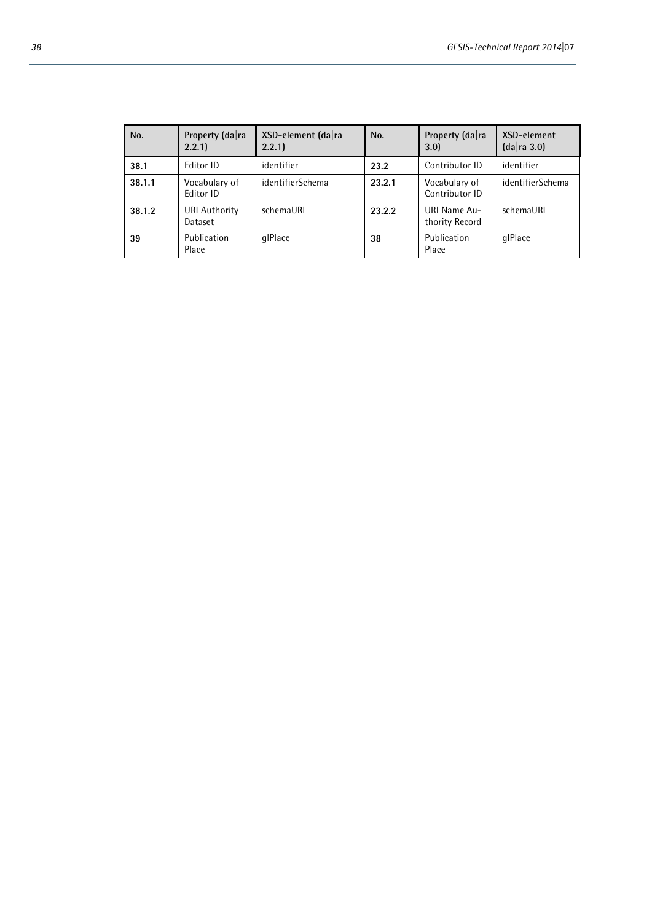| No. | Property (da\|ra 2.2.1) | XSD-element (da\|ra 2.2.1) | No. | Property (da\|ra 3.0) | XSD-element (da\|ra 3.0) |
|---|---|---|---|---|---|
| **38.1** | Editor ID | identifier | **23.2** | Contributor ID | identifier |
| **38.1.1** | Vocabulary of Editor ID | identifierSchema | **23.2.1** | Vocabulary of Contributor ID | identifierSchema |
| **38.1.2** | URI Authority Dataset | schemaURI | **23.2.2** | URI Name Authority Record | schemaURI |
| **39** | Publication Place | glPlace | **38** | Publication Place | glPlace |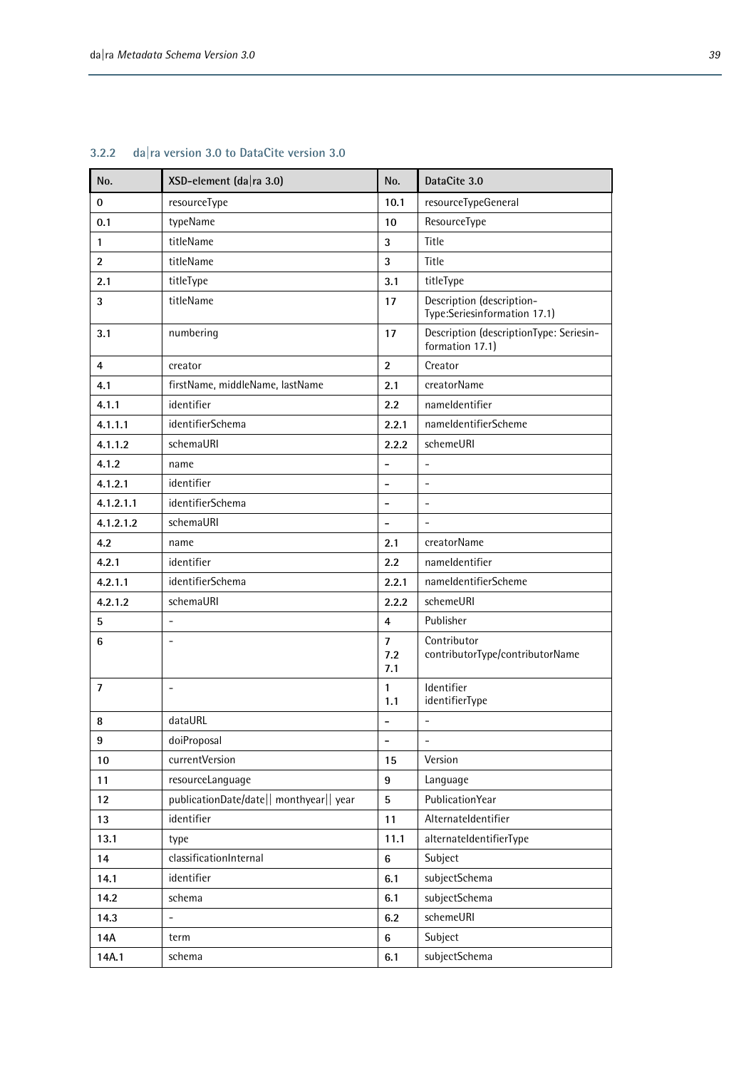### 3.2.2 da|ra version 3.0 to DataCite version 3.0

| No. | XSD-element (da\|ra 3.0) | No. | DataCite 3.0 |
|---|---|---|---|
| **0** | resourceType | **10.1** | resourceTypeGeneral |
| **0.1** | typeName | **10** | ResourceType |
| **1** | titleName | **3** | Title |
| **2** | titleName | **3** | Title |
| **2.1** | titleType | **3.1** | titleType |
| **3** | titleName | **17** | Description (description-Type:Seriesinformation 17.1) |
| **3.1** | numbering | **17** | Description (descriptionType: Seriesin-formation 17.1) |
| **4** | creator | **2** | Creator |
| **4.1** | firstName, middleName, lastName | **2.1** | creatorName |
| **4.1.1** | identifier | **2.2** | nameIdentifier |
| **4.1.1.1** | identifierSchema | **2.2.1** | nameIdentifierScheme |
| **4.1.1.2** | schemaURI | **2.2.2** | schemeURI |
| **4.1.2** | name | **-** | - |
| **4.1.2.1** | identifier | **-** | - |
| **4.1.2.1.1** | identifierSchema | **-** | - |
| **4.1.2.1.2** | schemaURI | **-** | - |
| **4.2** | name | **2.1** | creatorName |
| **4.2.1** | identifier | **2.2** | nameIdentifier |
| **4.2.1.1** | identifierSchema | **2.2.1** | nameIdentifierScheme |
| **4.2.1.2** | schemaURI | **2.2.2** | schemeURI |
| **5** | - | **4** | Publisher |
| **6** | - | **7** **7.2** **7.1** | Contributor contributorType/contributorName |
| **7** | - | **1** **1.1** | Identifier identifierType |
| **8** | dataURL | **-** | - |
| **9** | doiProposal | **-** | - |
| **10** | currentVersion | **15** | Version |
| **11** | resourceLanguage | **9** | Language |
| **12** | publicationDate/date\|\| monthyear\|\| year | **5** | PublicationYear |
| **13** | identifier | **11** | AlternateIdentifier |
| **13.1** | type | **11.1** | alternateIdentifierType |
| **14** | classificationInternal | **6** | Subject |
| **14.1** | identifier | **6.1** | subjectSchema |
| **14.2** | schema | **6.1** | subjectSchema |
| **14.3** | - | **6.2** | schemeURI |
| **14A** | term | **6** | Subject |
| **14A.1** | schema | **6.1** | subjectSchema |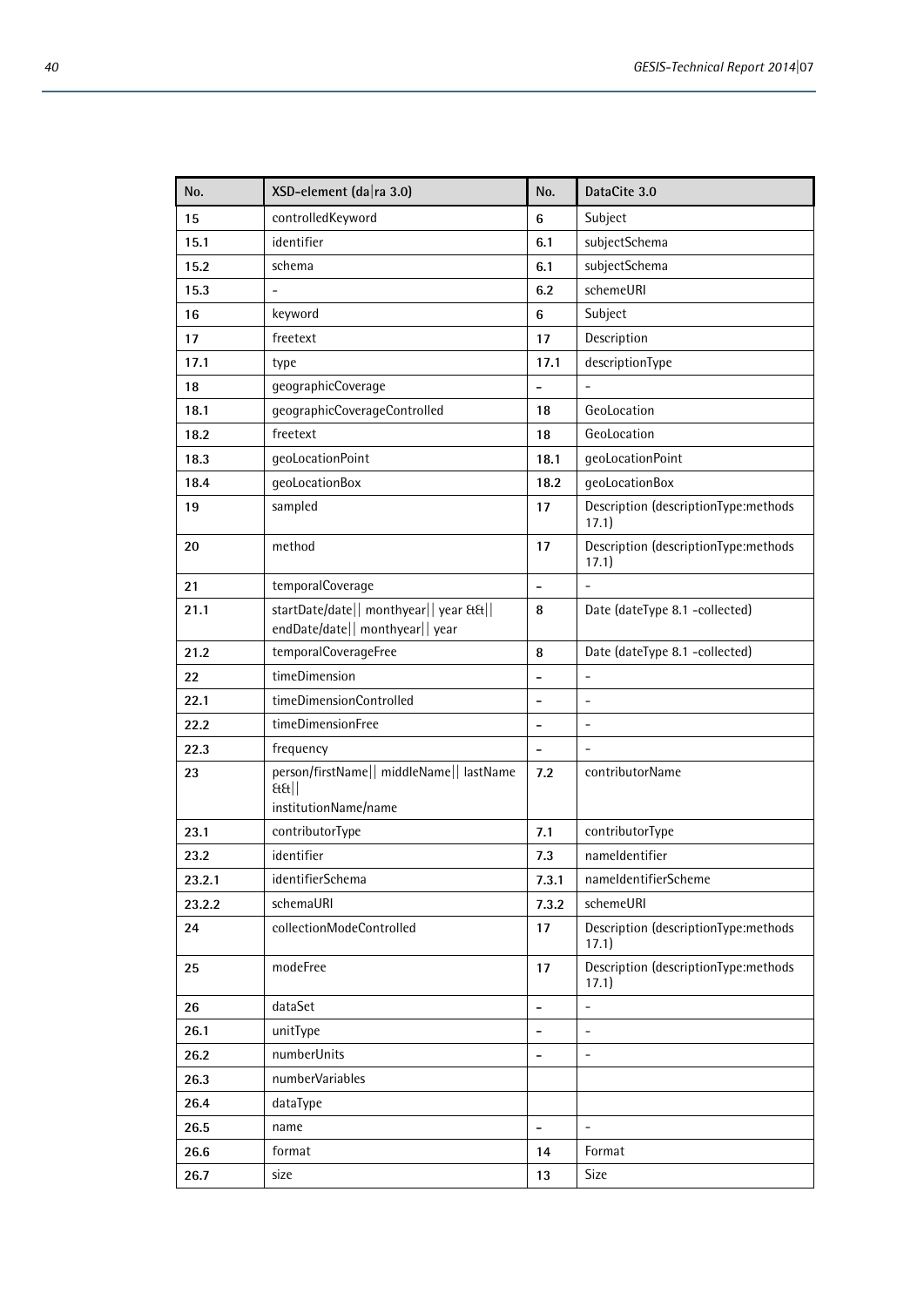| No. | XSD-element (da\|ra 3.0) | No. | DataCite 3.0 |
|---|---|---|---|
| 15 | controlledKeyword | 6 | Subject |
| 15.1 | identifier | 6.1 | subjectSchema |
| 15.2 | schema | 6.1 | subjectSchema |
| 15.3 | - | 6.2 | schemeURI |
| 16 | keyword | 6 | Subject |
| 17 | freetext | 17 | Description |
| 17.1 | type | 17.1 | descriptionType |
| 18 | geographicCoverage | - | - |
| 18.1 | geographicCoverageControlled | 18 | GeoLocation |
| 18.2 | freetext | 18 | GeoLocation |
| 18.3 | geoLocationPoint | 18.1 | geoLocationPoint |
| 18.4 | geoLocationBox | 18.2 | geoLocationBox |
| 19 | sampled | 17 | Description (descriptionType:methods 17.1) |
| 20 | method | 17 | Description (descriptionType:methods 17.1) |
| 21 | temporalCoverage | - | - |
| 21.1 | startDate/date\|\| monthyear\|\| year &&\|\| endDate/date\|\| monthyear\|\| year | 8 | Date (dateType 8.1 -collected) |
| 21.2 | temporalCoverageFree | 8 | Date (dateType 8.1 -collected) |
| 22 | timeDimension | - | - |
| 22.1 | timeDimensionControlled | - | - |
| 22.2 | timeDimensionFree | - | - |
| 22.3 | frequency | - | - |
| 23 | person/firstName\|\| middleName\|\| lastName &&\|\| institutionName/name | 7.2 | contributorName |
| 23.1 | contributorType | 7.1 | contributorType |
| 23.2 | identifier | 7.3 | nameIdentifier |
| 23.2.1 | identifierSchema | 7.3.1 | nameIdentifierScheme |
| 23.2.2 | schemaURI | 7.3.2 | schemeURI |
| 24 | collectionModeControlled | 17 | Description (descriptionType:methods 17.1) |
| 25 | modeFree | 17 | Description (descriptionType:methods 17.1) |
| 26 | dataSet | - | - |
| 26.1 | unitType | - | - |
| 26.2 | numberUnits | - | - |
| 26.3 | numberVariables | | |
| 26.4 | dataType | | |
| 26.5 | name | - | - |
| 26.6 | format | 14 | Format |
| 26.7 | size | 13 | Size |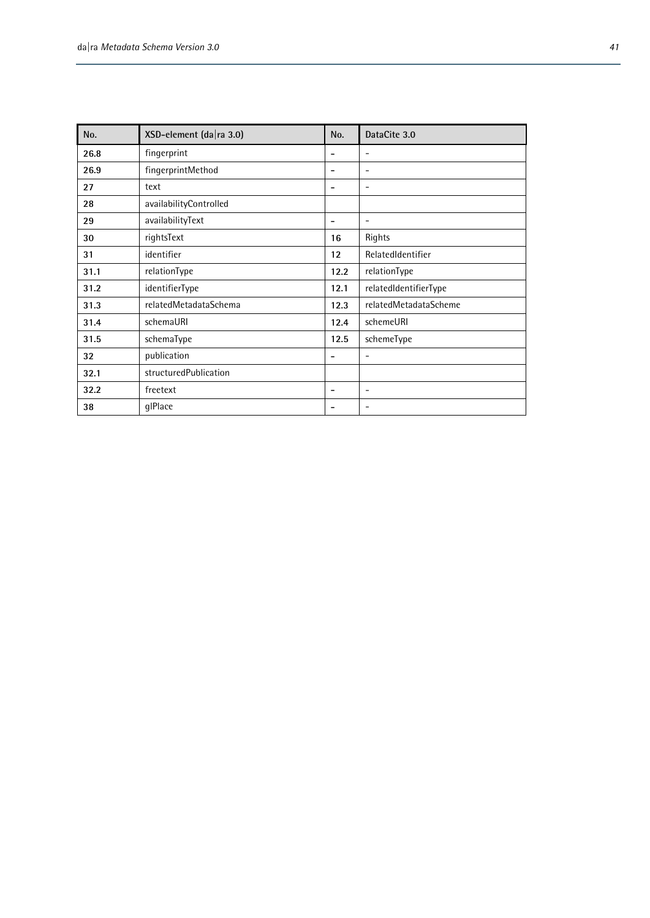| No. | XSD-element (da\|ra 3.0) | No. | DataCite 3.0 |
|---|---|---|---|
| **26.8** | fingerprint | **-** | - |
| **26.9** | fingerprintMethod | **-** | - |
| **27** | text | **-** | - |
| **28** | availabilityControlled | | |
| **29** | availabilityText | **-** | - |
| **30** | rightsText | **16** | Rights |
| **31** | identifier | **12** | RelatedIdentifier |
| **31.1** | relationType | **12.2** | relationType |
| **31.2** | identifierType | **12.1** | relatedIdentifierType |
| **31.3** | relatedMetadataSchema | **12.3** | relatedMetadataScheme |
| **31.4** | schemaURI | **12.4** | schemeURI |
| **31.5** | schemaType | **12.5** | schemeType |
| **32** | publication | **-** | - |
| **32.1** | structuredPublication | | |
| **32.2** | freetext | **-** | - |
| **38** | glPlace | **-** | - |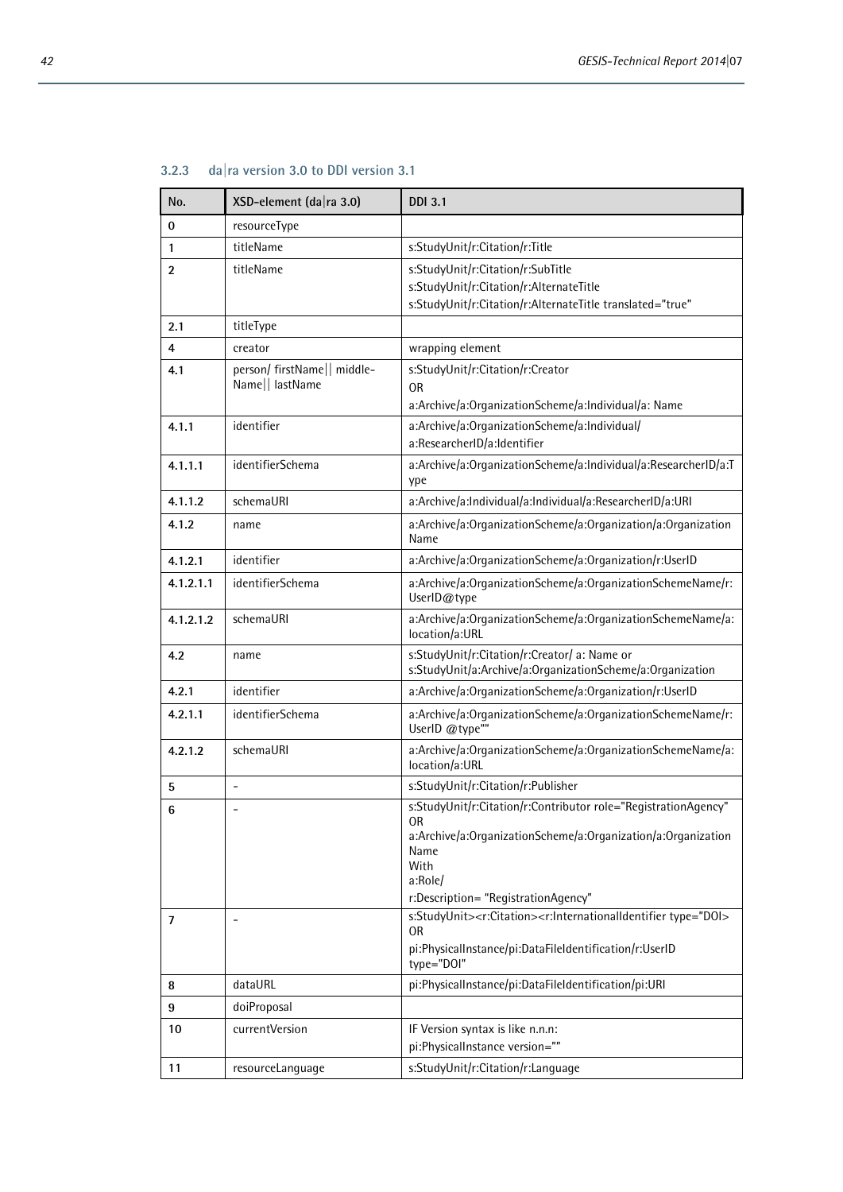### 3.2.3 da|ra version 3.0 to DDI version 3.1

| No. | XSD-element (da\|ra 3.0) | DDI 3.1 |
|---|---|---|
| 0 | resourceType | |
| 1 | titleName | s:StudyUnit/r:Citation/r:Title |
| 2 | titleName | s:StudyUnit/r:Citation/r:SubTitle<br>s:StudyUnit/r:Citation/r:AlternateTitle<br>s:StudyUnit/r:Citation/r:AlternateTitle translated="true" |
| 2.1 | titleType | |
| 4 | creator | wrapping element |
| 4.1 | person/ firstName\|\| middle-Name\|\| lastName | s:StudyUnit/r:Citation/r:Creator<br>OR<br>a:Archive/a:OrganizationScheme/a:Individual/a: Name |
| 4.1.1 | identifier | a:Archive/a:OrganizationScheme/a:Individual/<br>a:ResearcherID/a:Identifier |
| 4.1.1.1 | identifierSchema | a:Archive/a:OrganizationScheme/a:Individual/a:ResearcherID/a:Type |
| 4.1.1.2 | schemaURI | a:Archive/a:Individual/a:Individual/a:ResearcherID/a:URI |
| 4.1.2 | name | a:Archive/a:OrganizationScheme/a:Organization/a:Organization Name |
| 4.1.2.1 | identifier | a:Archive/a:OrganizationScheme/a:Organization/r:UserID |
| 4.1.2.1.1 | identifierSchema | a:Archive/a:OrganizationScheme/a:OrganizationSchemeName/r:UserID@type |
| 4.1.2.1.2 | schemaURI | a:Archive/a:OrganizationScheme/a:OrganizationSchemeName/a:location/a:URL |
| 4.2 | name | s:StudyUnit/r:Citation/r:Creator/ a: Name or<br>s:StudyUnit/a:Archive/a:OrganizationScheme/a:Organization |
| 4.2.1 | identifier | a:Archive/a:OrganizationScheme/a:Organization/r:UserID |
| 4.2.1.1 | identifierSchema | a:Archive/a:OrganizationScheme/a:OrganizationSchemeName/r:UserID @type"" |
| 4.2.1.2 | schemaURI | a:Archive/a:OrganizationScheme/a:OrganizationSchemeName/a:location/a:URL |
| 5 | - | s:StudyUnit/r:Citation/r:Publisher |
| 6 | - | s:StudyUnit/r:Citation/r:Contributor role="RegistrationAgency"<br>OR<br>a:Archive/a:OrganizationScheme/a:Organization/a:Organization Name<br>With<br>a:Role/<br>r:Description= "RegistrationAgency" |
| 7 | - | s:StudyUnit><r:Citation><r:InternationalIdentifier type="DOI><br>OR<br>pi:PhysicalInstance/pi:DataFileIdentification/r:UserID type="DOI" |
| 8 | dataURL | pi:PhysicalInstance/pi:DataFileIdentification/pi:URI |
| 9 | doiProposal | |
| 10 | currentVersion | IF Version syntax is like n.n.n:<br>pi:PhysicalInstance version="" |
| 11 | resourceLanguage | s:StudyUnit/r:Citation/r:Language |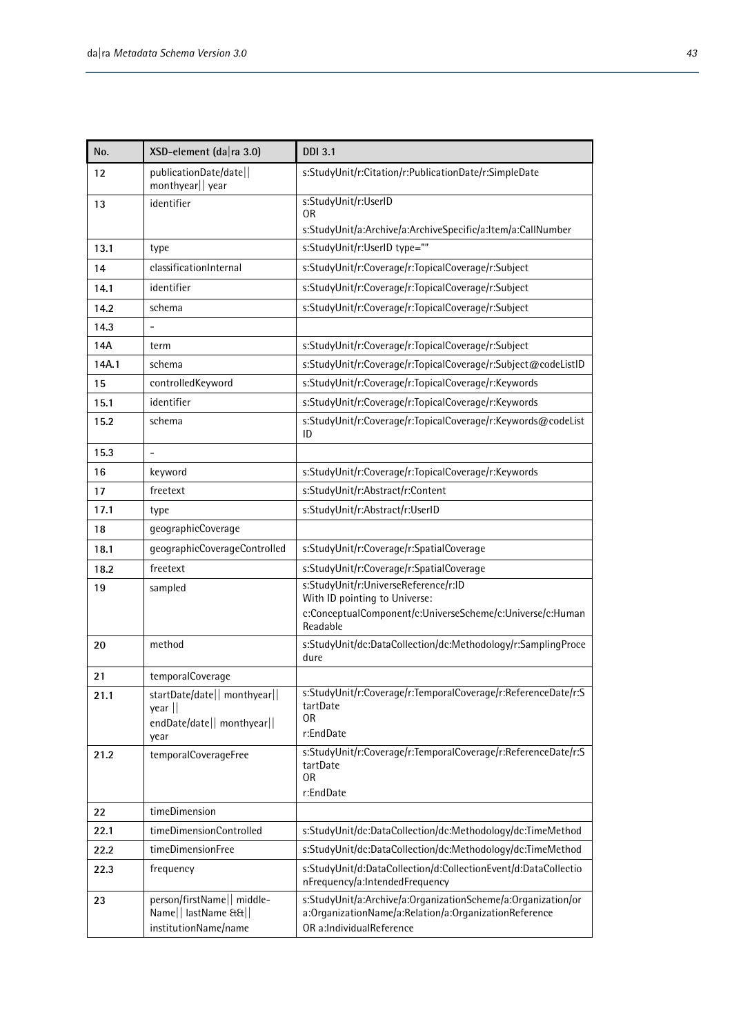| No. | XSD-element (da\|ra 3.0) | DDI 3.1 |
|---|---|---|
| 12 | publicationDate/date\|\| monthyear\|\| year | s:StudyUnit/r:Citation/r:PublicationDate/r:SimpleDate |
| 13 | identifier | s:StudyUnit/r:UserID<br>OR<br>s:StudyUnit/a:Archive/a:ArchiveSpecific/a:Item/a:CallNumber |
| 13.1 | type | s:StudyUnit/r:UserID type="" |
| 14 | classificationInternal | s:StudyUnit/r:Coverage/r:TopicalCoverage/r:Subject |
| 14.1 | identifier | s:StudyUnit/r:Coverage/r:TopicalCoverage/r:Subject |
| 14.2 | schema | s:StudyUnit/r:Coverage/r:TopicalCoverage/r:Subject |
| 14.3 | - | |
| 14A | term | s:StudyUnit/r:Coverage/r:TopicalCoverage/r:Subject |
| 14A.1 | schema | s:StudyUnit/r:Coverage/r:TopicalCoverage/r:Subject@codeListID |
| 15 | controlledKeyword | s:StudyUnit/r:Coverage/r:TopicalCoverage/r:Keywords |
| 15.1 | identifier | s:StudyUnit/r:Coverage/r:TopicalCoverage/r:Keywords |
| 15.2 | schema | s:StudyUnit/r:Coverage/r:TopicalCoverage/r:Keywords@codeListID |
| 15.3 | - | |
| 16 | keyword | s:StudyUnit/r:Coverage/r:TopicalCoverage/r:Keywords |
| 17 | freetext | s:StudyUnit/r:Abstract/r:Content |
| 17.1 | type | s:StudyUnit/r:Abstract/r:UserID |
| 18 | geographicCoverage | |
| 18.1 | geographicCoverageControlled | s:StudyUnit/r:Coverage/r:SpatialCoverage |
| 18.2 | freetext | s:StudyUnit/r:Coverage/r:SpatialCoverage |
| 19 | sampled | s:StudyUnit/r:UniverseReference/r:ID<br>With ID pointing to Universe:<br>c:ConceptualComponent/c:UniverseScheme/c:Universe/c:HumanReadable |
| 20 | method | s:StudyUnit/dc:DataCollection/dc:Methodology/r:SamplingProcedure |
| 21 | temporalCoverage | |
| 21.1 | startDate/date\|\| monthyear\|\| year \|\|<br>endDate/date\|\| monthyear\|\| year | s:StudyUnit/r:Coverage/r:TemporalCoverage/r:ReferenceDate/r:StartDate<br>OR<br>r:EndDate |
| 21.2 | temporalCoverageFree | s:StudyUnit/r:Coverage/r:TemporalCoverage/r:ReferenceDate/r:StartDate<br>OR<br>r:EndDate |
| 22 | timeDimension | |
| 22.1 | timeDimensionControlled | s:StudyUnit/dc:DataCollection/dc:Methodology/dc:TimeMethod |
| 22.2 | timeDimensionFree | s:StudyUnit/dc:DataCollection/dc:Methodology/dc:TimeMethod |
| 22.3 | frequency | s:StudyUnit/d:DataCollection/d:CollectionEvent/d:DataCollectionFrequency/a:IntendedFrequency |
| 23 | person/firstName\|\| middleName\|\| lastName && \|\|<br>institutionName/name | s:StudyUnit/a:Archive/a:OrganizationScheme/a:Organization/or a:OrganizationName/a:Relation/a:OrganizationReference<br>OR a:IndividualReference |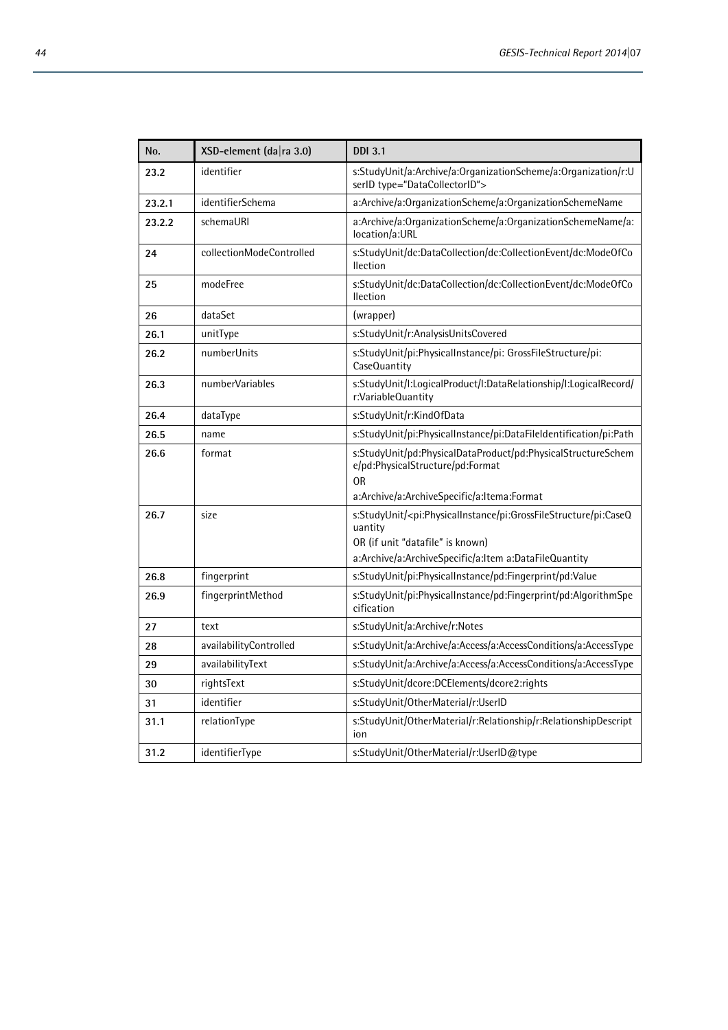| No. | XSD-element (da\|ra 3.0) | DDI 3.1 |
|---|---|---|
| **23.2** | identifier | s:StudyUnit/a:Archive/a:OrganizationScheme/a:Organization/r:UserID type="DataCollectorID"> |
| **23.2.1** | identifierSchema | a:Archive/a:OrganizationScheme/a:OrganizationSchemeName |
| **23.2.2** | schemaURI | a:Archive/a:OrganizationScheme/a:OrganizationSchemeName/a:location/a:URL |
| **24** | collectionModeControlled | s:StudyUnit/dc:DataCollection/dc:CollectionEvent/dc:ModeOfCollection |
| **25** | modeFree | s:StudyUnit/dc:DataCollection/dc:CollectionEvent/dc:ModeOfCollection |
| **26** | dataSet | (wrapper) |
| **26.1** | unitType | s:StudyUnit/r:AnalysisUnitsCovered |
| **26.2** | numberUnits | s:StudyUnit/pi:PhysicalInstance/pi: GrossFileStructure/pi: CaseQuantity |
| **26.3** | numberVariables | s:StudyUnit/l:LogicalProduct/l:DataRelationship/l:LogicalRecord/r:VariableQuantity |
| **26.4** | dataType | s:StudyUnit/r:KindOfData |
| **26.5** | name | s:StudyUnit/pi:PhysicalInstance/pi:DataFileIdentification/pi:Path |
| **26.6** | format | s:StudyUnit/pd:PhysicalDataProduct/pd:PhysicalStructureScheme/pd:PhysicalStructure/pd:Format<br>OR<br>a:Archive/a:ArchiveSpecific/a:Itema:Format |
| **26.7** | size | s:StudyUnit/<pi:PhysicalInstance/pi:GrossFileStructure/pi:CaseQuantity<br>OR (if unit "datafile" is known)<br>a:Archive/a:ArchiveSpecific/a:Item a:DataFileQuantity |
| **26.8** | fingerprint | s:StudyUnit/pi:PhysicalInstance/pd:Fingerprint/pd:Value |
| **26.9** | fingerprintMethod | s:StudyUnit/pi:PhysicalInstance/pd:Fingerprint/pd:AlgorithmSpecification |
| **27** | text | s:StudyUnit/a:Archive/r:Notes |
| **28** | availabilityControlled | s:StudyUnit/a:Archive/a:Access/a:AccessConditions/a:AccessType |
| **29** | availabilityText | s:StudyUnit/a:Archive/a:Access/a:AccessConditions/a:AccessType |
| **30** | rightsText | s:StudyUnit/dcore:DCElements/dcore2:rights |
| **31** | identifier | s:StudyUnit/OtherMaterial/r:UserID |
| **31.1** | relationType | s:StudyUnit/OtherMaterial/r:Relationship/r:RelationshipDescription |
| **31.2** | identifierType | s:StudyUnit/OtherMaterial/r:UserID@type |